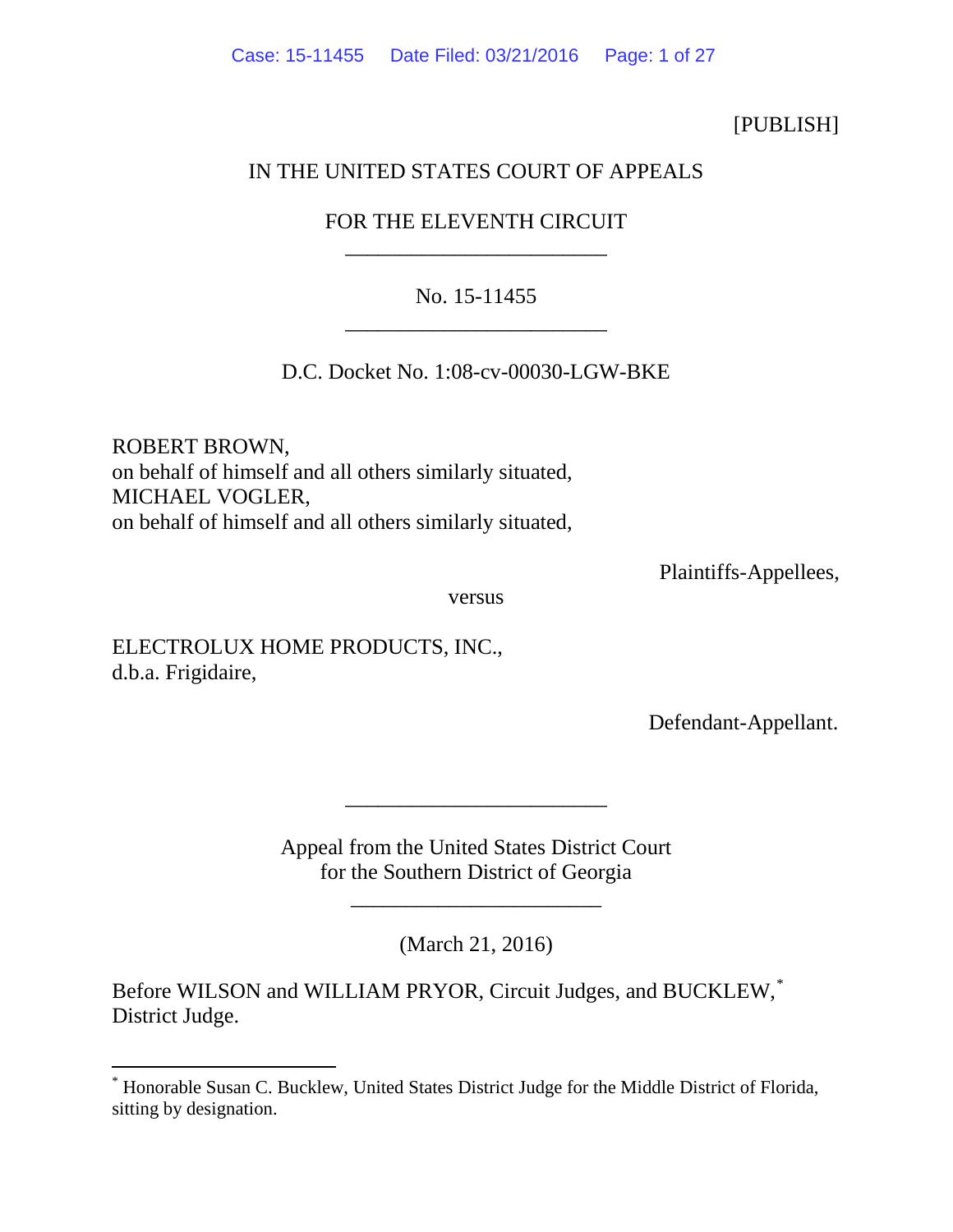[PUBLISH]

IN THE UNITED STATES COURT OF APPEALS

FOR THE ELEVENTH CIRCUIT

________________________

No. 15-11455

________________________

D.C. Docket No. 1:08-cv-00030-LGW-BKE

ROBERT BROWN,
on behalf of himself and all others similarly situated,
MICHAEL VOGLER,
on behalf of himself and all others similarly situated,

Plaintiffs-Appellees,

versus

ELECTROLUX HOME PRODUCTS, INC.,
d.b.a. Frigidaire,

Defendant-Appellant.

________________________

Appeal from the United States District Court
for the Southern District of Georgia

________________________

(March 21, 2016)

Before WILSON and WILLIAM PRYOR, Circuit Judges, and BUCKLEW,* District Judge.

* Honorable Susan C. Bucklew, United States District Judge for the Middle District of Florida, sitting by designation.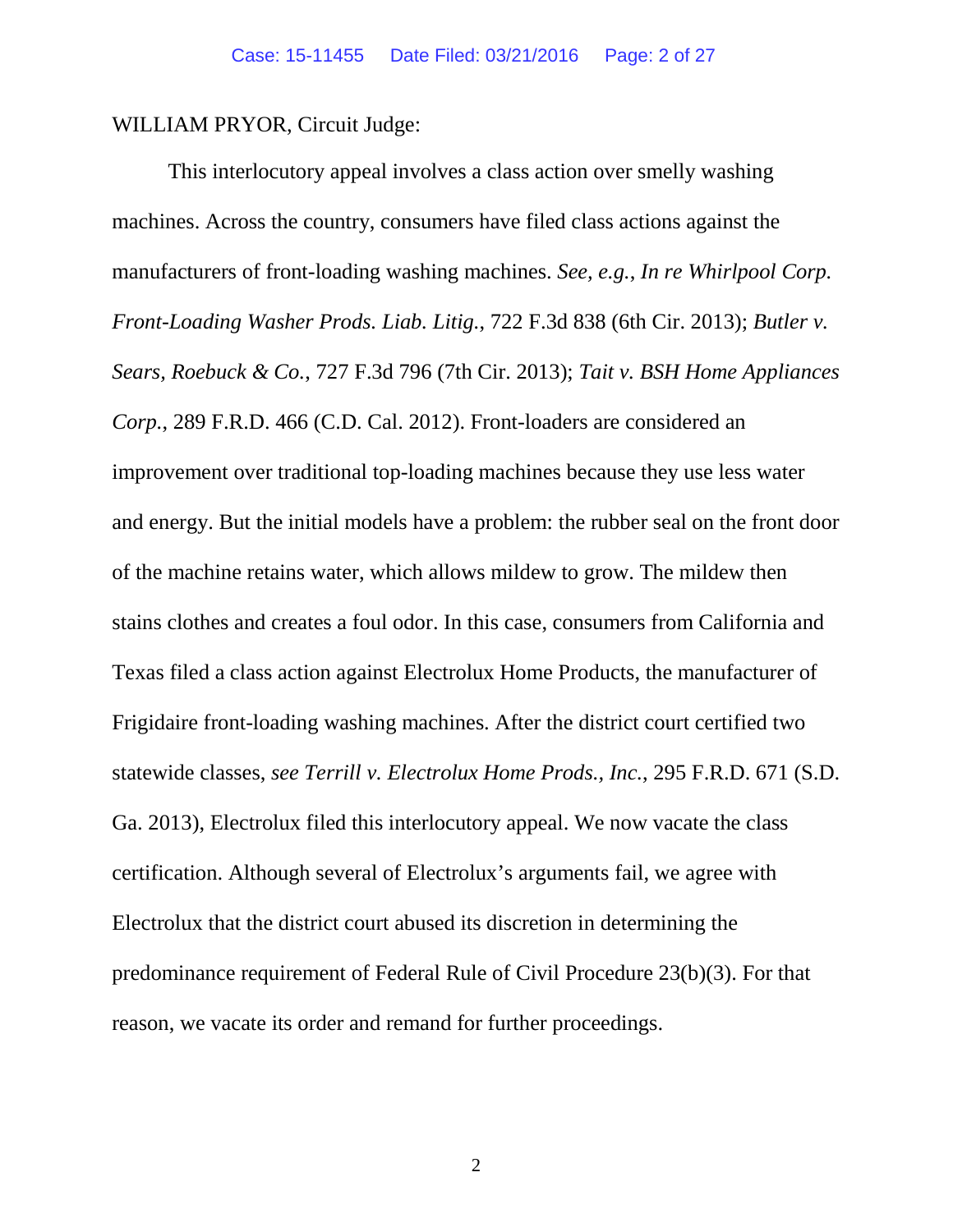WILLIAM PRYOR, Circuit Judge:

This interlocutory appeal involves a class action over smelly washing machines. Across the country, consumers have filed class actions against the manufacturers of front-loading washing machines. *See, e.g.*, *In re Whirlpool Corp. Front-Loading Washer Prods. Liab. Litig.*, 722 F.3d 838 (6th Cir. 2013); *Butler v. Sears, Roebuck & Co.*, 727 F.3d 796 (7th Cir. 2013); *Tait v. BSH Home Appliances Corp.*, 289 F.R.D. 466 (C.D. Cal. 2012). Front-loaders are considered an improvement over traditional top-loading machines because they use less water and energy. But the initial models have a problem: the rubber seal on the front door of the machine retains water, which allows mildew to grow. The mildew then stains clothes and creates a foul odor. In this case, consumers from California and Texas filed a class action against Electrolux Home Products, the manufacturer of Frigidaire front-loading washing machines. After the district court certified two statewide classes, *see Terrill v. Electrolux Home Prods., Inc.*, 295 F.R.D. 671 (S.D. Ga. 2013), Electrolux filed this interlocutory appeal. We now vacate the class certification. Although several of Electrolux's arguments fail, we agree with Electrolux that the district court abused its discretion in determining the predominance requirement of Federal Rule of Civil Procedure 23(b)(3). For that reason, we vacate its order and remand for further proceedings.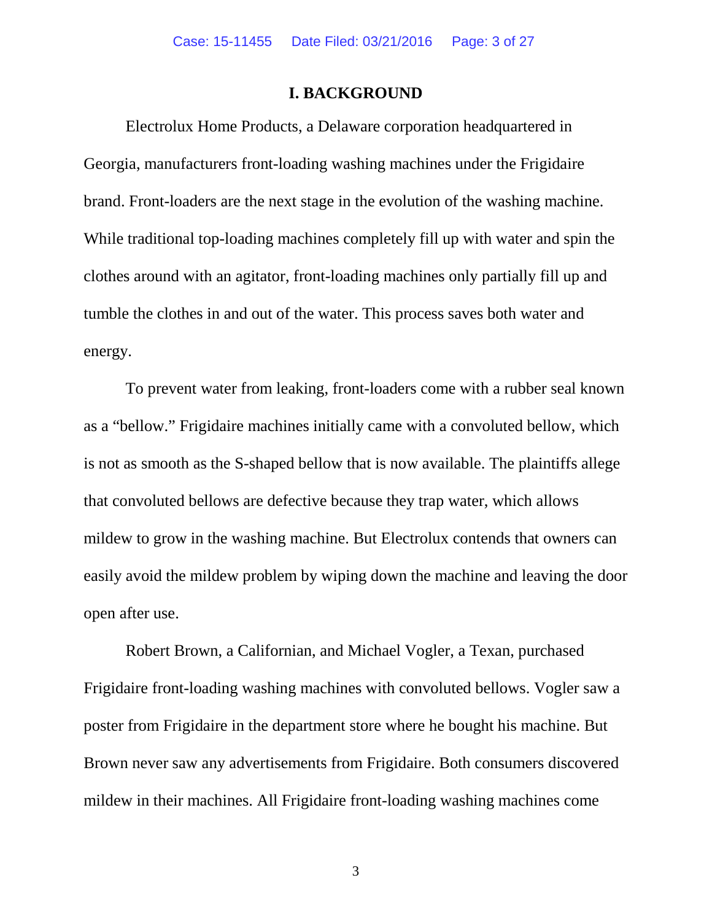## I. BACKGROUND

Electrolux Home Products, a Delaware corporation headquartered in Georgia, manufacturers front-loading washing machines under the Frigidaire brand. Front-loaders are the next stage in the evolution of the washing machine. While traditional top-loading machines completely fill up with water and spin the clothes around with an agitator, front-loading machines only partially fill up and tumble the clothes in and out of the water. This process saves both water and energy.

To prevent water from leaking, front-loaders come with a rubber seal known as a "bellow." Frigidaire machines initially came with a convoluted bellow, which is not as smooth as the S-shaped bellow that is now available. The plaintiffs allege that convoluted bellows are defective because they trap water, which allows mildew to grow in the washing machine. But Electrolux contends that owners can easily avoid the mildew problem by wiping down the machine and leaving the door open after use.

Robert Brown, a Californian, and Michael Vogler, a Texan, purchased Frigidaire front-loading washing machines with convoluted bellows. Vogler saw a poster from Frigidaire in the department store where he bought his machine. But Brown never saw any advertisements from Frigidaire. Both consumers discovered mildew in their machines. All Frigidaire front-loading washing machines come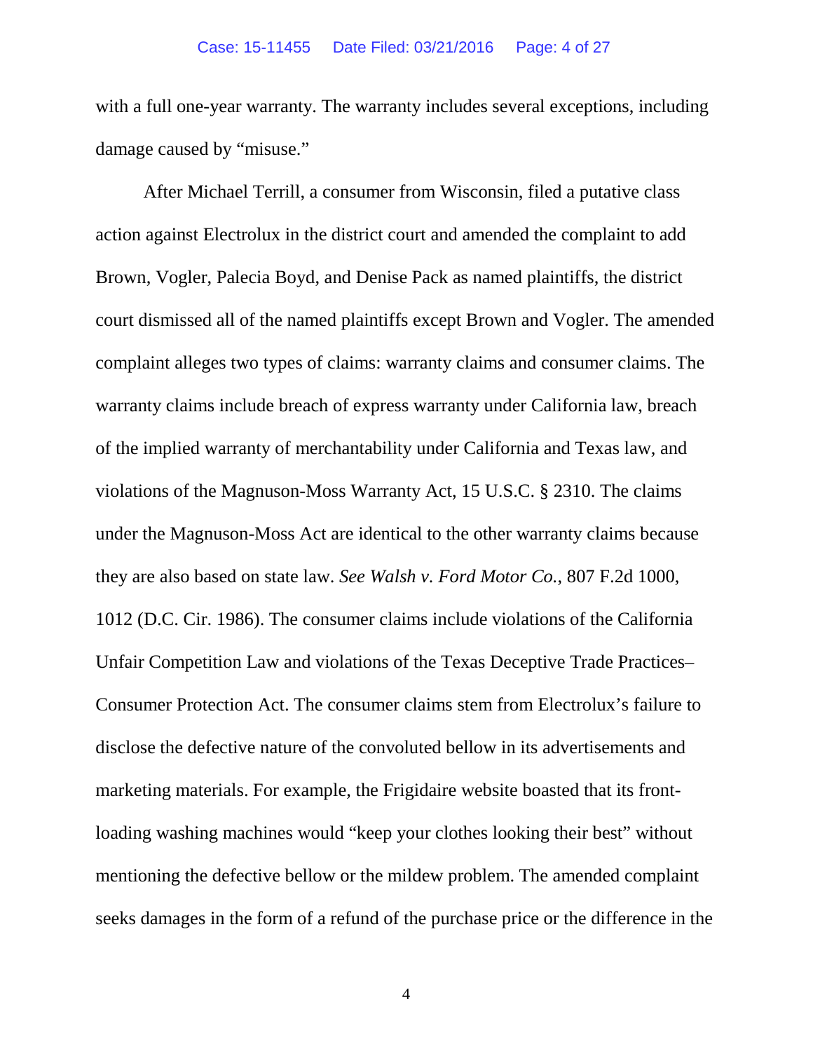with a full one-year warranty. The warranty includes several exceptions, including damage caused by "misuse."

After Michael Terrill, a consumer from Wisconsin, filed a putative class action against Electrolux in the district court and amended the complaint to add Brown, Vogler, Palecia Boyd, and Denise Pack as named plaintiffs, the district court dismissed all of the named plaintiffs except Brown and Vogler. The amended complaint alleges two types of claims: warranty claims and consumer claims. The warranty claims include breach of express warranty under California law, breach of the implied warranty of merchantability under California and Texas law, and violations of the Magnuson-Moss Warranty Act, 15 U.S.C. § 2310. The claims under the Magnuson-Moss Act are identical to the other warranty claims because they are also based on state law. *See Walsh v. Ford Motor Co.*, 807 F.2d 1000, 1012 (D.C. Cir. 1986). The consumer claims include violations of the California Unfair Competition Law and violations of the Texas Deceptive Trade Practices–Consumer Protection Act. The consumer claims stem from Electrolux's failure to disclose the defective nature of the convoluted bellow in its advertisements and marketing materials. For example, the Frigidaire website boasted that its front-loading washing machines would "keep your clothes looking their best" without mentioning the defective bellow or the mildew problem. The amended complaint seeks damages in the form of a refund of the purchase price or the difference in the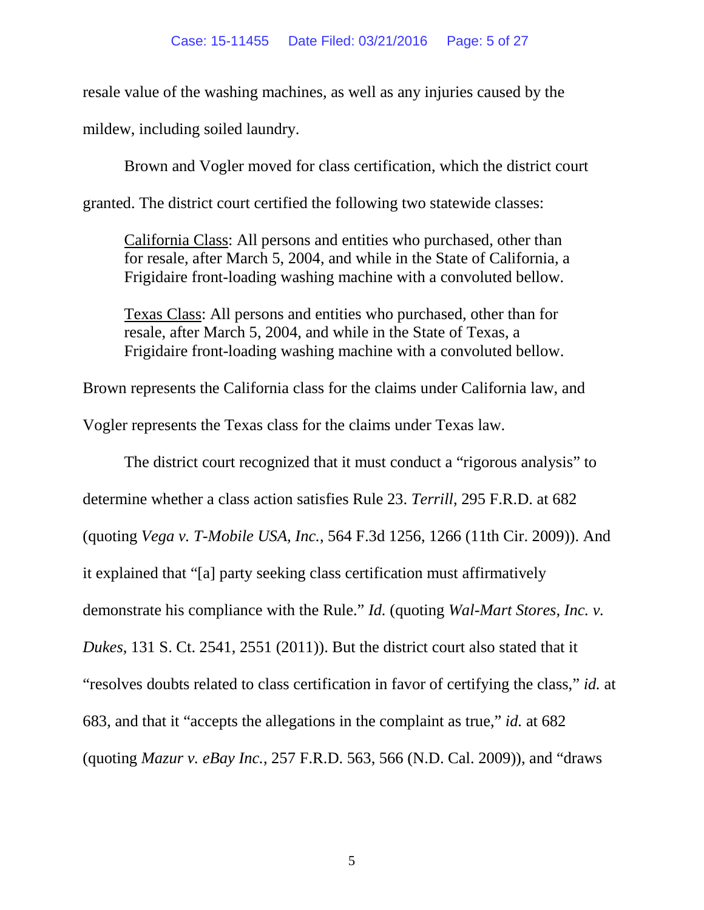resale value of the washing machines, as well as any injuries caused by the mildew, including soiled laundry.

Brown and Vogler moved for class certification, which the district court granted. The district court certified the following two statewide classes:

> <u>California Class</u>: All persons and entities who purchased, other than for resale, after March 5, 2004, and while in the State of California, a Frigidaire front-loading washing machine with a convoluted bellow.
>
> <u>Texas Class</u>: All persons and entities who purchased, other than for resale, after March 5, 2004, and while in the State of Texas, a Frigidaire front-loading washing machine with a convoluted bellow.

Brown represents the California class for the claims under California law, and Vogler represents the Texas class for the claims under Texas law.

The district court recognized that it must conduct a "rigorous analysis" to determine whether a class action satisfies Rule 23. *Terrill*, 295 F.R.D. at 682 (quoting *Vega v. T-Mobile USA, Inc.*, 564 F.3d 1256, 1266 (11th Cir. 2009)). And it explained that "[a] party seeking class certification must affirmatively demonstrate his compliance with the Rule." *Id.* (quoting *Wal-Mart Stores, Inc. v. Dukes*, 131 S. Ct. 2541, 2551 (2011)). But the district court also stated that it "resolves doubts related to class certification in favor of certifying the class," *id.* at 683, and that it "accepts the allegations in the complaint as true," *id.* at 682 (quoting *Mazur v. eBay Inc.*, 257 F.R.D. 563, 566 (N.D. Cal. 2009)), and "draws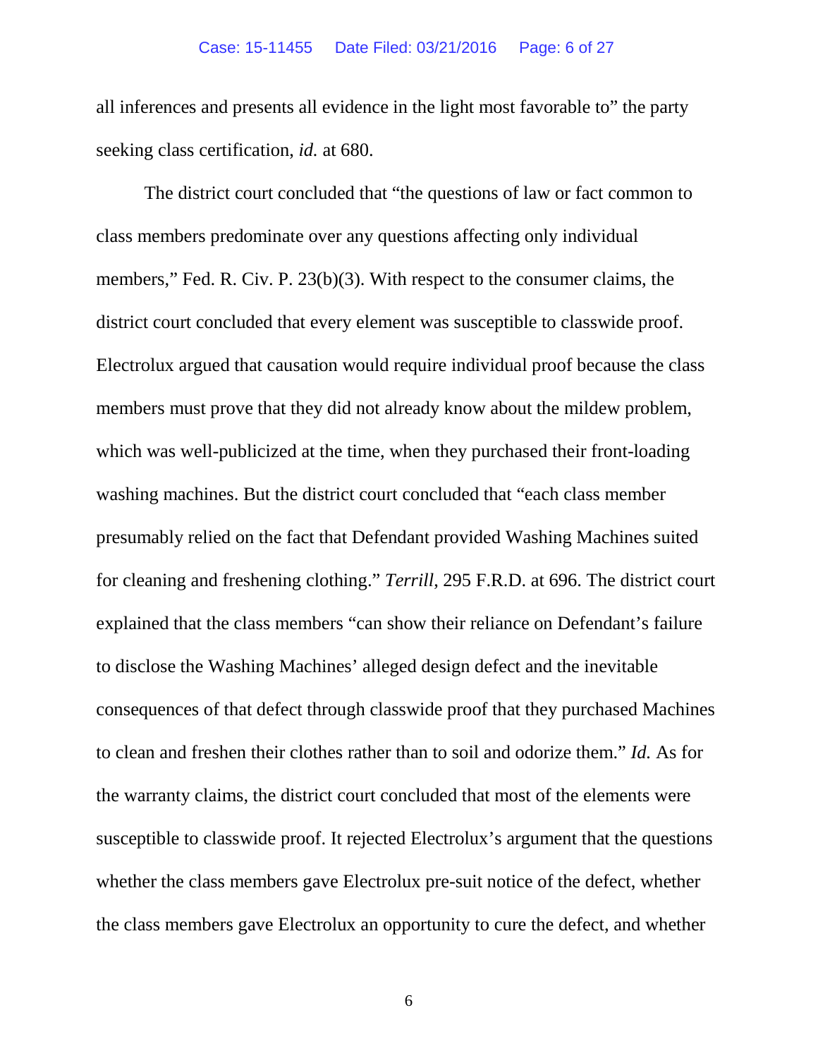all inferences and presents all evidence in the light most favorable to" the party seeking class certification, *id.* at 680.

The district court concluded that "the questions of law or fact common to class members predominate over any questions affecting only individual members," Fed. R. Civ. P. 23(b)(3). With respect to the consumer claims, the district court concluded that every element was susceptible to classwide proof. Electrolux argued that causation would require individual proof because the class members must prove that they did not already know about the mildew problem, which was well-publicized at the time, when they purchased their front-loading washing machines. But the district court concluded that "each class member presumably relied on the fact that Defendant provided Washing Machines suited for cleaning and freshening clothing." *Terrill*, 295 F.R.D. at 696. The district court explained that the class members "can show their reliance on Defendant's failure to disclose the Washing Machines' alleged design defect and the inevitable consequences of that defect through classwide proof that they purchased Machines to clean and freshen their clothes rather than to soil and odorize them." *Id.* As for the warranty claims, the district court concluded that most of the elements were susceptible to classwide proof. It rejected Electrolux's argument that the questions whether the class members gave Electrolux pre-suit notice of the defect, whether the class members gave Electrolux an opportunity to cure the defect, and whether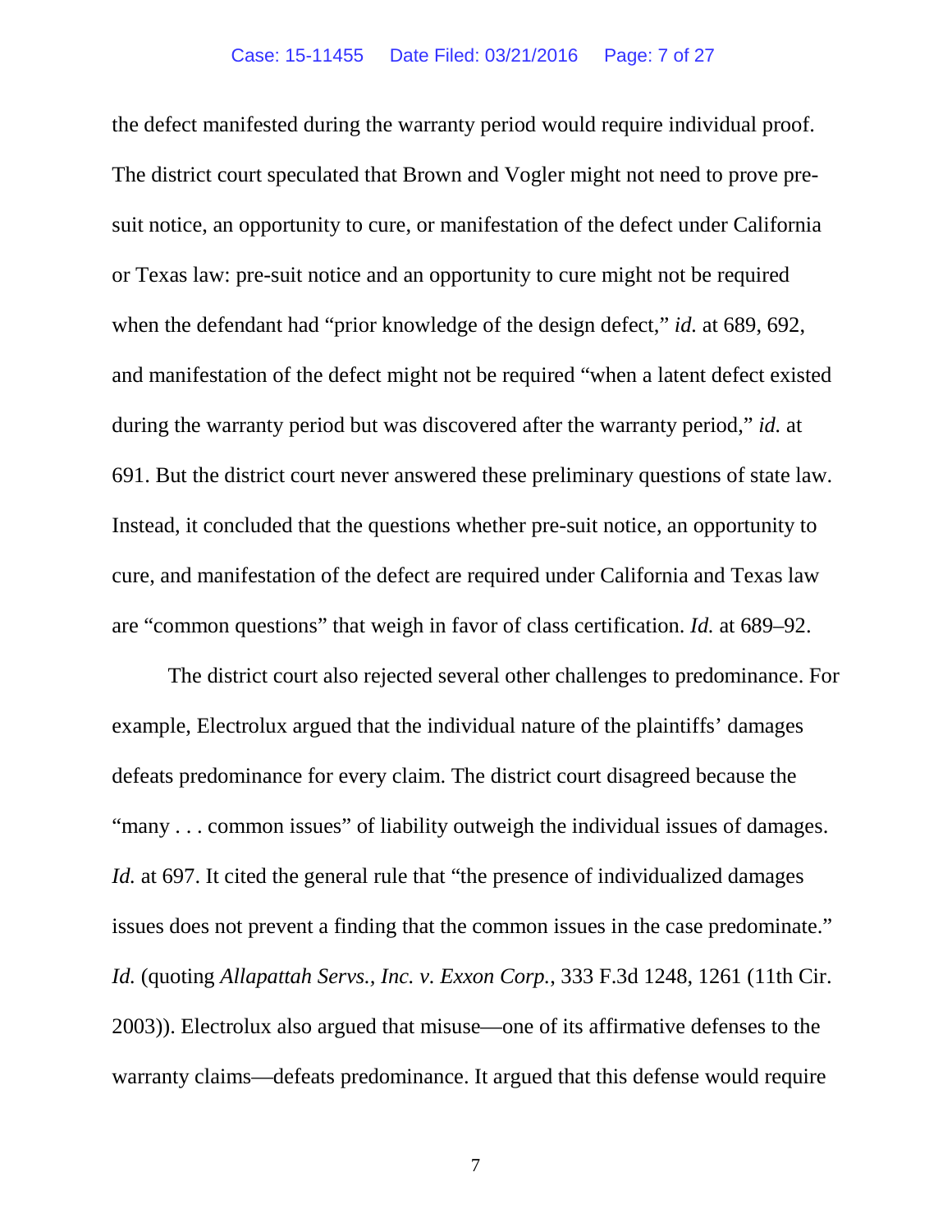the defect manifested during the warranty period would require individual proof. The district court speculated that Brown and Vogler might not need to prove pre-suit notice, an opportunity to cure, or manifestation of the defect under California or Texas law: pre-suit notice and an opportunity to cure might not be required when the defendant had "prior knowledge of the design defect," *id.* at 689, 692, and manifestation of the defect might not be required "when a latent defect existed during the warranty period but was discovered after the warranty period," *id.* at 691. But the district court never answered these preliminary questions of state law. Instead, it concluded that the questions whether pre-suit notice, an opportunity to cure, and manifestation of the defect are required under California and Texas law are "common questions" that weigh in favor of class certification. *Id.* at 689–92.

The district court also rejected several other challenges to predominance. For example, Electrolux argued that the individual nature of the plaintiffs' damages defeats predominance for every claim. The district court disagreed because the "many . . . common issues" of liability outweigh the individual issues of damages. *Id.* at 697. It cited the general rule that "the presence of individualized damages issues does not prevent a finding that the common issues in the case predominate." *Id.* (quoting *Allapattah Servs., Inc. v. Exxon Corp.*, 333 F.3d 1248, 1261 (11th Cir. 2003)). Electrolux also argued that misuse—one of its affirmative defenses to the warranty claims—defeats predominance. It argued that this defense would require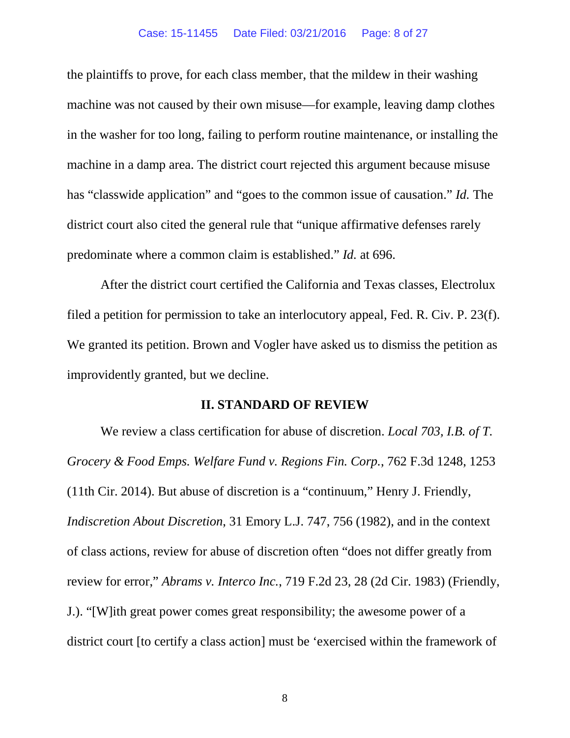the plaintiffs to prove, for each class member, that the mildew in their washing machine was not caused by their own misuse—for example, leaving damp clothes in the washer for too long, failing to perform routine maintenance, or installing the machine in a damp area. The district court rejected this argument because misuse has "classwide application" and "goes to the common issue of causation." *Id.* The district court also cited the general rule that "unique affirmative defenses rarely predominate where a common claim is established." *Id.* at 696.

After the district court certified the California and Texas classes, Electrolux filed a petition for permission to take an interlocutory appeal, Fed. R. Civ. P. 23(f). We granted its petition. Brown and Vogler have asked us to dismiss the petition as improvidently granted, but we decline.

## II. STANDARD OF REVIEW

We review a class certification for abuse of discretion. *Local 703, I.B. of T. Grocery & Food Emps. Welfare Fund v. Regions Fin. Corp.*, 762 F.3d 1248, 1253 (11th Cir. 2014). But abuse of discretion is a "continuum," Henry J. Friendly, *Indiscretion About Discretion*, 31 Emory L.J. 747, 756 (1982), and in the context of class actions, review for abuse of discretion often "does not differ greatly from review for error," *Abrams v. Interco Inc.*, 719 F.2d 23, 28 (2d Cir. 1983) (Friendly, J.). "[W]ith great power comes great responsibility; the awesome power of a district court [to certify a class action] must be 'exercised within the framework of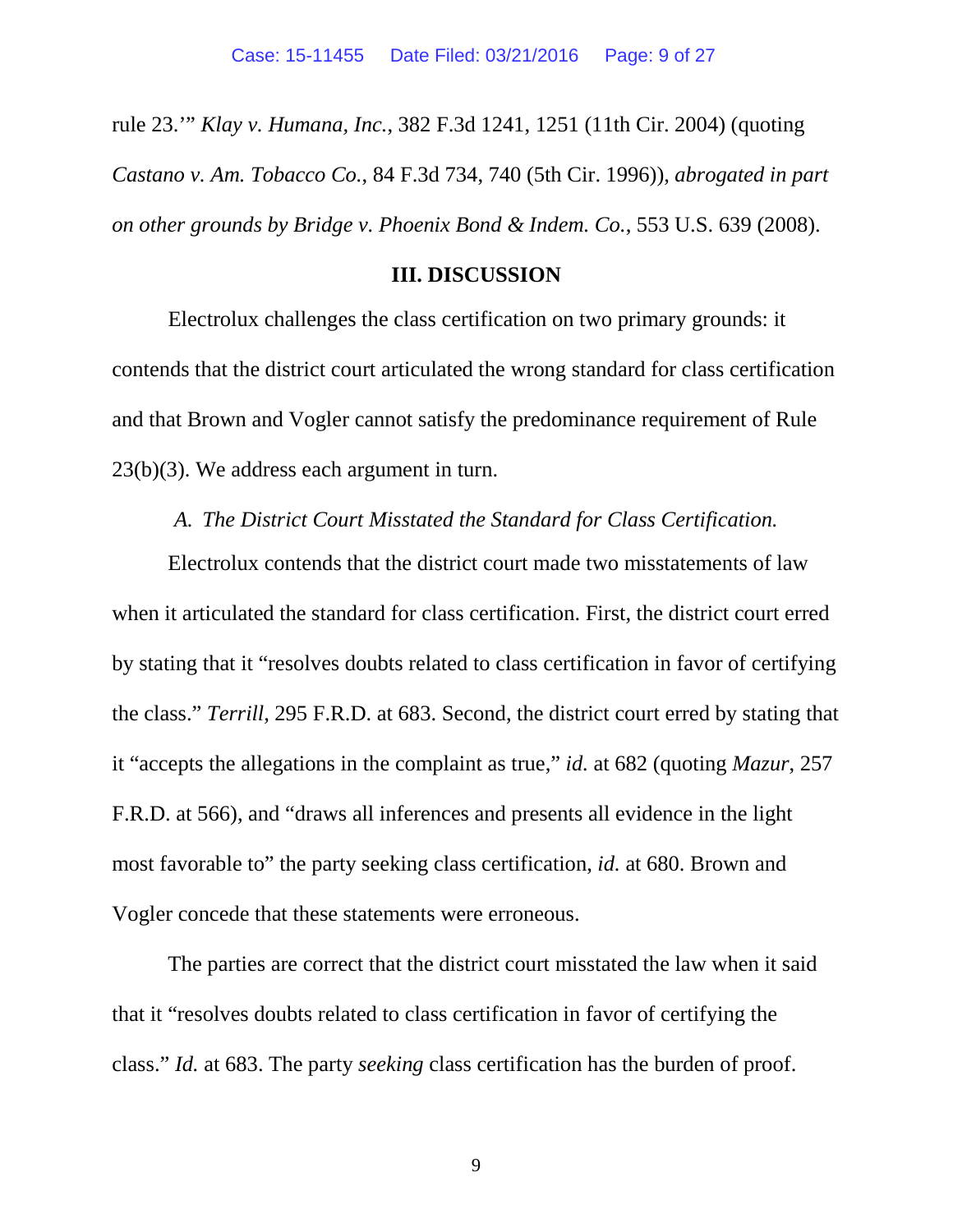rule 23.'" *Klay v. Humana, Inc.*, 382 F.3d 1241, 1251 (11th Cir. 2004) (quoting *Castano v. Am. Tobacco Co.*, 84 F.3d 734, 740 (5th Cir. 1996)), *abrogated in part on other grounds by Bridge v. Phoenix Bond & Indem. Co.*, 553 U.S. 639 (2008).

## III. DISCUSSION

Electrolux challenges the class certification on two primary grounds: it contends that the district court articulated the wrong standard for class certification and that Brown and Vogler cannot satisfy the predominance requirement of Rule 23(b)(3). We address each argument in turn.

### *A. The District Court Misstated the Standard for Class Certification.*

Electrolux contends that the district court made two misstatements of law when it articulated the standard for class certification. First, the district court erred by stating that it "resolves doubts related to class certification in favor of certifying the class." *Terrill*, 295 F.R.D. at 683. Second, the district court erred by stating that it "accepts the allegations in the complaint as true," *id.* at 682 (quoting *Mazur*, 257 F.R.D. at 566), and "draws all inferences and presents all evidence in the light most favorable to" the party seeking class certification, *id.* at 680. Brown and Vogler concede that these statements were erroneous.

The parties are correct that the district court misstated the law when it said that it "resolves doubts related to class certification in favor of certifying the class." *Id.* at 683. The party *seeking* class certification has the burden of proof.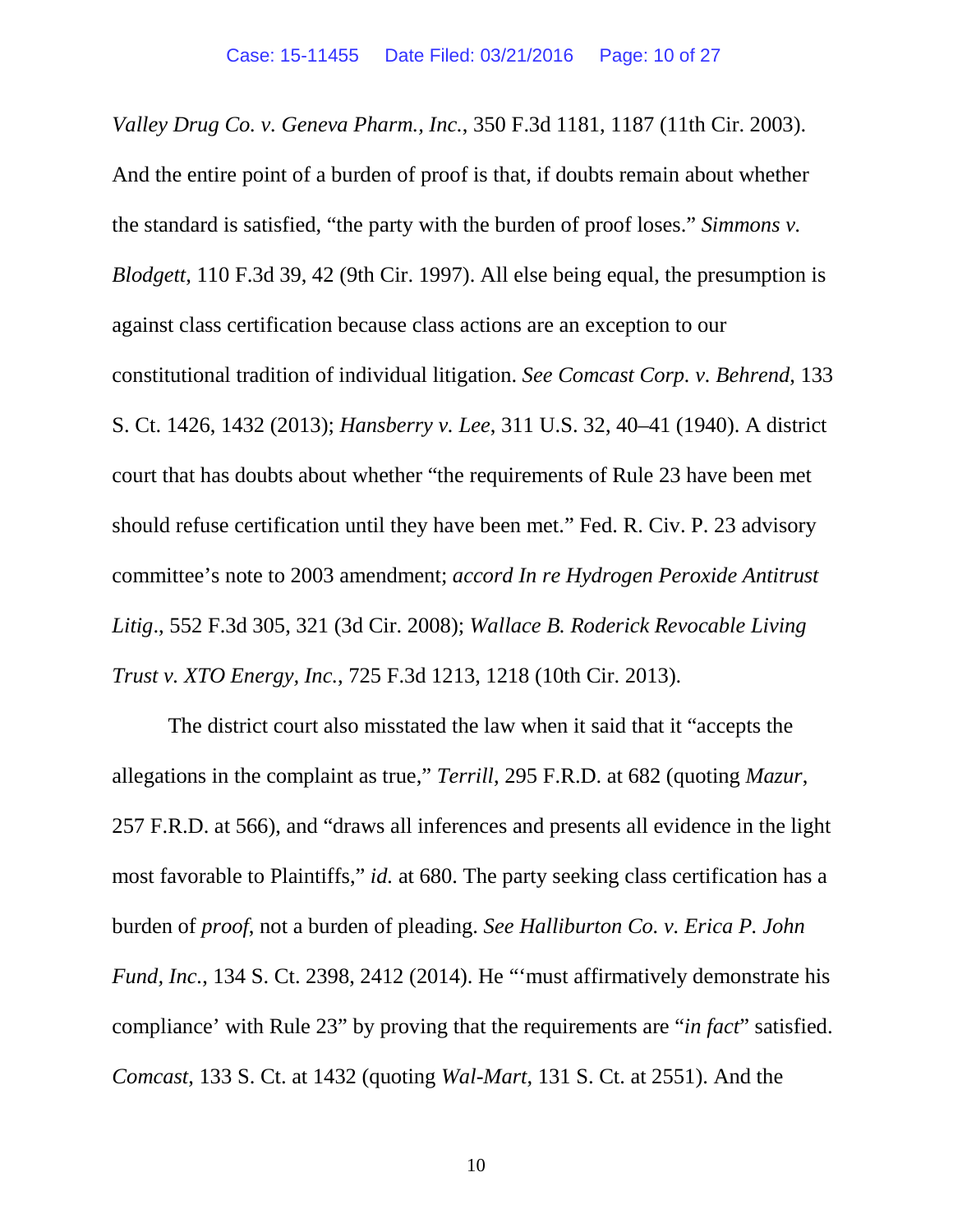*Valley Drug Co. v. Geneva Pharm., Inc.*, 350 F.3d 1181, 1187 (11th Cir. 2003). And the entire point of a burden of proof is that, if doubts remain about whether the standard is satisfied, "the party with the burden of proof loses." *Simmons v. Blodgett*, 110 F.3d 39, 42 (9th Cir. 1997). All else being equal, the presumption is against class certification because class actions are an exception to our constitutional tradition of individual litigation. *See Comcast Corp. v. Behrend*, 133 S. Ct. 1426, 1432 (2013); *Hansberry v. Lee*, 311 U.S. 32, 40–41 (1940). A district court that has doubts about whether "the requirements of Rule 23 have been met should refuse certification until they have been met." Fed. R. Civ. P. 23 advisory committee's note to 2003 amendment; *accord In re Hydrogen Peroxide Antitrust Litig*., 552 F.3d 305, 321 (3d Cir. 2008); *Wallace B. Roderick Revocable Living Trust v. XTO Energy, Inc.*, 725 F.3d 1213, 1218 (10th Cir. 2013).

The district court also misstated the law when it said that it "accepts the allegations in the complaint as true," *Terrill*, 295 F.R.D. at 682 (quoting *Mazur*, 257 F.R.D. at 566), and "draws all inferences and presents all evidence in the light most favorable to Plaintiffs," *id.* at 680. The party seeking class certification has a burden of *proof*, not a burden of pleading. *See Halliburton Co. v. Erica P. John Fund, Inc.*, 134 S. Ct. 2398, 2412 (2014). He "'must affirmatively demonstrate his compliance' with Rule 23" by proving that the requirements are "*in fact*" satisfied. *Comcast*, 133 S. Ct. at 1432 (quoting *Wal-Mart*, 131 S. Ct. at 2551). And the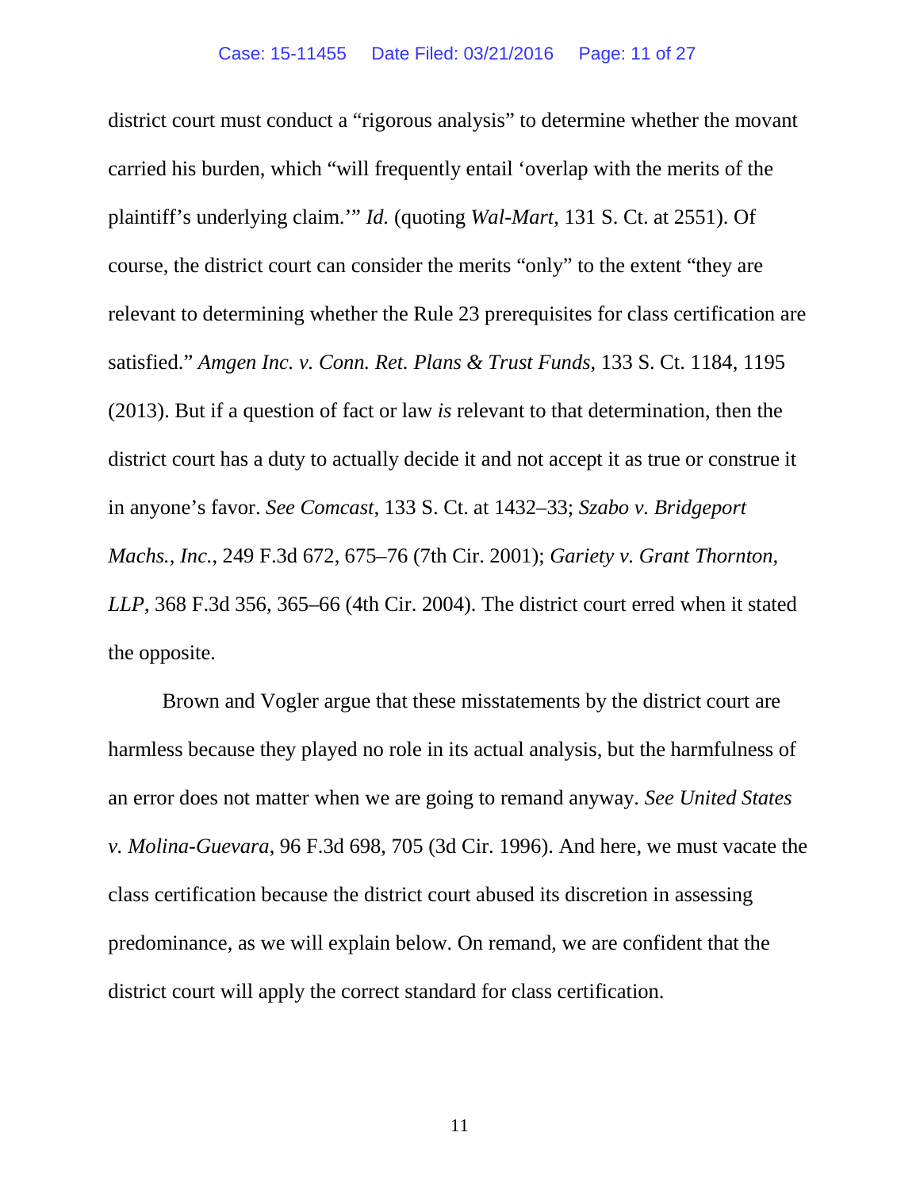district court must conduct a "rigorous analysis" to determine whether the movant carried his burden, which "will frequently entail 'overlap with the merits of the plaintiff's underlying claim.'" *Id.* (quoting *Wal-Mart*, 131 S. Ct. at 2551). Of course, the district court can consider the merits "only" to the extent "they are relevant to determining whether the Rule 23 prerequisites for class certification are satisfied." *Amgen Inc. v. Conn. Ret. Plans & Trust Funds*, 133 S. Ct. 1184, 1195 (2013). But if a question of fact or law *is* relevant to that determination, then the district court has a duty to actually decide it and not accept it as true or construe it in anyone's favor. *See Comcast*, 133 S. Ct. at 1432–33; *Szabo v. Bridgeport Machs., Inc.*, 249 F.3d 672, 675–76 (7th Cir. 2001); *Gariety v. Grant Thornton, LLP*, 368 F.3d 356, 365–66 (4th Cir. 2004). The district court erred when it stated the opposite.

Brown and Vogler argue that these misstatements by the district court are harmless because they played no role in its actual analysis, but the harmfulness of an error does not matter when we are going to remand anyway. *See United States v. Molina-Guevara*, 96 F.3d 698, 705 (3d Cir. 1996). And here, we must vacate the class certification because the district court abused its discretion in assessing predominance, as we will explain below. On remand, we are confident that the district court will apply the correct standard for class certification.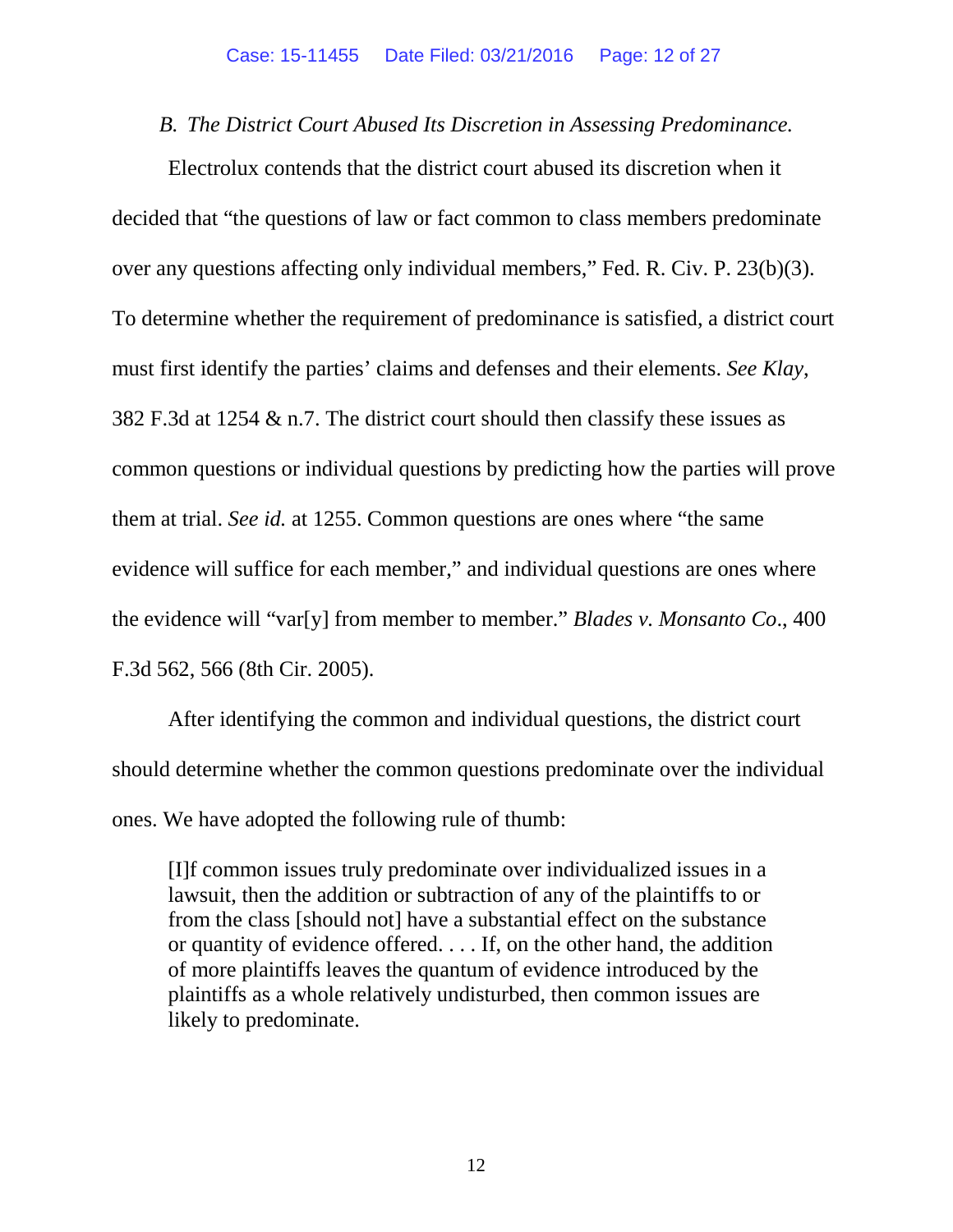*B. The District Court Abused Its Discretion in Assessing Predominance.*

Electrolux contends that the district court abused its discretion when it decided that "the questions of law or fact common to class members predominate over any questions affecting only individual members," Fed. R. Civ. P. 23(b)(3). To determine whether the requirement of predominance is satisfied, a district court must first identify the parties' claims and defenses and their elements. *See Klay*, 382 F.3d at 1254 & n.7. The district court should then classify these issues as common questions or individual questions by predicting how the parties will prove them at trial. *See id.* at 1255. Common questions are ones where "the same evidence will suffice for each member," and individual questions are ones where the evidence will "var[y] from member to member." *Blades v. Monsanto Co*., 400 F.3d 562, 566 (8th Cir. 2005).

After identifying the common and individual questions, the district court should determine whether the common questions predominate over the individual ones. We have adopted the following rule of thumb:

> [I]f common issues truly predominate over individualized issues in a lawsuit, then the addition or subtraction of any of the plaintiffs to or from the class [should not] have a substantial effect on the substance or quantity of evidence offered. . . . If, on the other hand, the addition of more plaintiffs leaves the quantum of evidence introduced by the plaintiffs as a whole relatively undisturbed, then common issues are likely to predominate.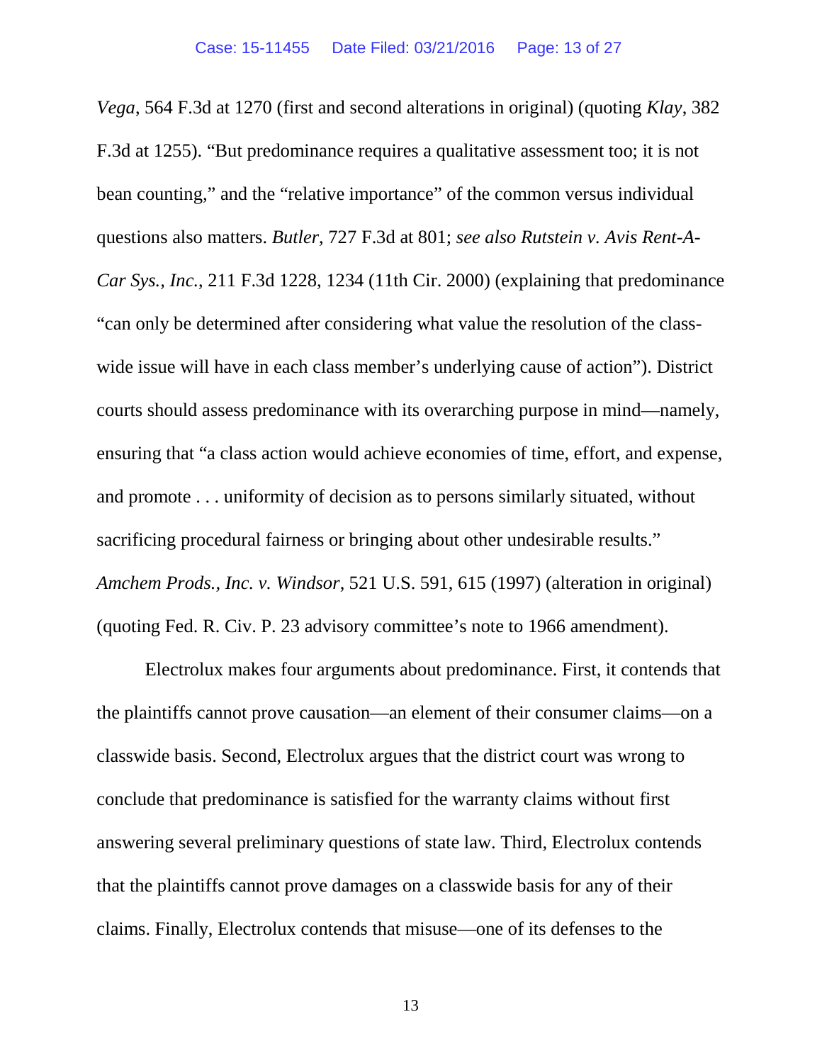*Vega*, 564 F.3d at 1270 (first and second alterations in original) (quoting *Klay*, 382 F.3d at 1255). "But predominance requires a qualitative assessment too; it is not bean counting," and the "relative importance" of the common versus individual questions also matters. *Butler*, 727 F.3d at 801; *see also Rutstein v. Avis Rent-A-Car Sys., Inc.*, 211 F.3d 1228, 1234 (11th Cir. 2000) (explaining that predominance "can only be determined after considering what value the resolution of the class-wide issue will have in each class member's underlying cause of action"). District courts should assess predominance with its overarching purpose in mind—namely, ensuring that "a class action would achieve economies of time, effort, and expense, and promote . . . uniformity of decision as to persons similarly situated, without sacrificing procedural fairness or bringing about other undesirable results." *Amchem Prods., Inc. v. Windsor*, 521 U.S. 591, 615 (1997) (alteration in original) (quoting Fed. R. Civ. P. 23 advisory committee's note to 1966 amendment).

Electrolux makes four arguments about predominance. First, it contends that the plaintiffs cannot prove causation—an element of their consumer claims—on a classwide basis. Second, Electrolux argues that the district court was wrong to conclude that predominance is satisfied for the warranty claims without first answering several preliminary questions of state law. Third, Electrolux contends that the plaintiffs cannot prove damages on a classwide basis for any of their claims. Finally, Electrolux contends that misuse—one of its defenses to the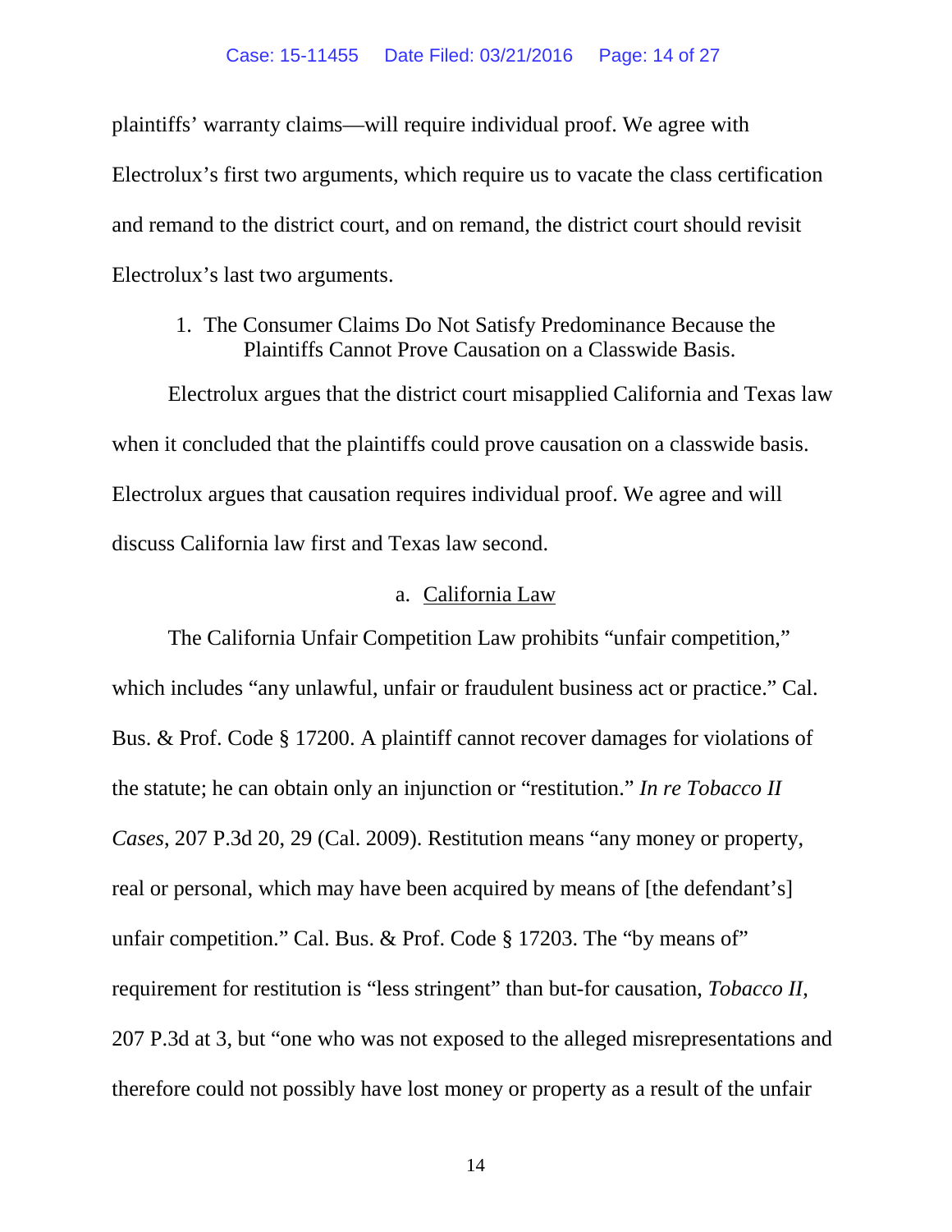plaintiffs' warranty claims—will require individual proof. We agree with Electrolux's first two arguments, which require us to vacate the class certification and remand to the district court, and on remand, the district court should revisit Electrolux's last two arguments.

1. The Consumer Claims Do Not Satisfy Predominance Because the Plaintiffs Cannot Prove Causation on a Classwide Basis.

Electrolux argues that the district court misapplied California and Texas law when it concluded that the plaintiffs could prove causation on a classwide basis. Electrolux argues that causation requires individual proof. We agree and will discuss California law first and Texas law second.

a. <u>California Law</u>

The California Unfair Competition Law prohibits "unfair competition," which includes "any unlawful, unfair or fraudulent business act or practice." Cal. Bus. & Prof. Code § 17200. A plaintiff cannot recover damages for violations of the statute; he can obtain only an injunction or "restitution." *In re Tobacco II Cases*, 207 P.3d 20, 29 (Cal. 2009). Restitution means "any money or property, real or personal, which may have been acquired by means of [the defendant's] unfair competition." Cal. Bus. & Prof. Code § 17203. The "by means of" requirement for restitution is "less stringent" than but-for causation, *Tobacco II*, 207 P.3d at 3, but "one who was not exposed to the alleged misrepresentations and therefore could not possibly have lost money or property as a result of the unfair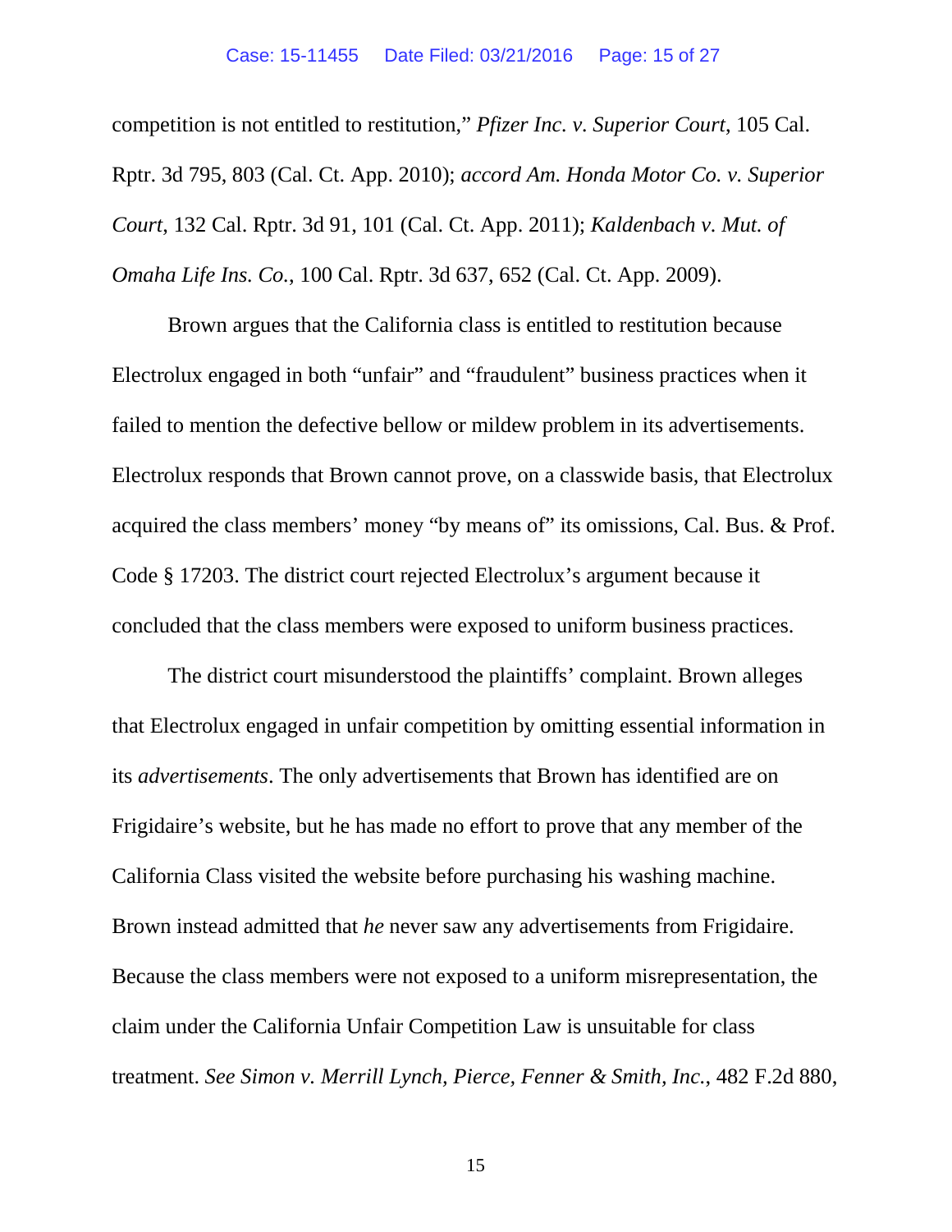competition is not entitled to restitution," *Pfizer Inc. v. Superior Court*, 105 Cal. Rptr. 3d 795, 803 (Cal. Ct. App. 2010); *accord Am. Honda Motor Co. v. Superior Court*, 132 Cal. Rptr. 3d 91, 101 (Cal. Ct. App. 2011); *Kaldenbach v. Mut. of Omaha Life Ins. Co.*, 100 Cal. Rptr. 3d 637, 652 (Cal. Ct. App. 2009).

Brown argues that the California class is entitled to restitution because Electrolux engaged in both "unfair" and "fraudulent" business practices when it failed to mention the defective bellow or mildew problem in its advertisements. Electrolux responds that Brown cannot prove, on a classwide basis, that Electrolux acquired the class members' money "by means of" its omissions, Cal. Bus. & Prof. Code § 17203. The district court rejected Electrolux's argument because it concluded that the class members were exposed to uniform business practices.

The district court misunderstood the plaintiffs' complaint. Brown alleges that Electrolux engaged in unfair competition by omitting essential information in its *advertisements*. The only advertisements that Brown has identified are on Frigidaire's website, but he has made no effort to prove that any member of the California Class visited the website before purchasing his washing machine. Brown instead admitted that *he* never saw any advertisements from Frigidaire. Because the class members were not exposed to a uniform misrepresentation, the claim under the California Unfair Competition Law is unsuitable for class treatment. *See Simon v. Merrill Lynch, Pierce, Fenner & Smith, Inc.*, 482 F.2d 880,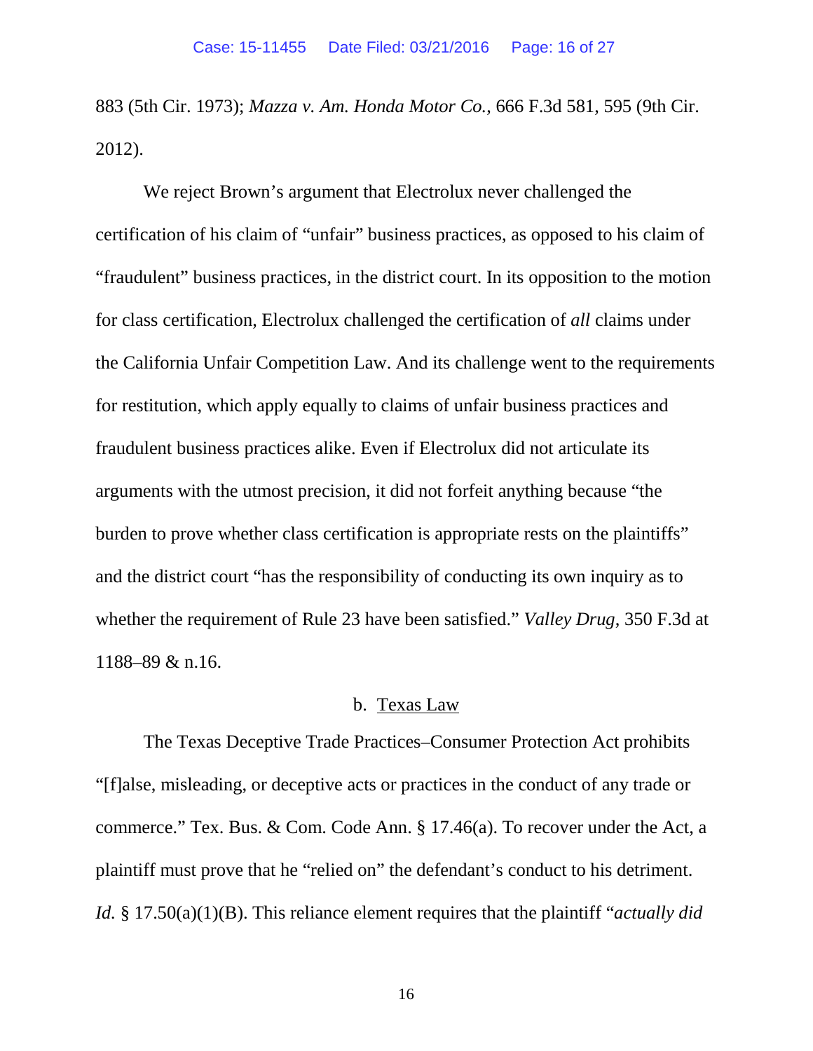883 (5th Cir. 1973); *Mazza v. Am. Honda Motor Co.*, 666 F.3d 581, 595 (9th Cir. 2012).

We reject Brown's argument that Electrolux never challenged the certification of his claim of "unfair" business practices, as opposed to his claim of "fraudulent" business practices, in the district court. In its opposition to the motion for class certification, Electrolux challenged the certification of *all* claims under the California Unfair Competition Law. And its challenge went to the requirements for restitution, which apply equally to claims of unfair business practices and fraudulent business practices alike. Even if Electrolux did not articulate its arguments with the utmost precision, it did not forfeit anything because "the burden to prove whether class certification is appropriate rests on the plaintiffs" and the district court "has the responsibility of conducting its own inquiry as to whether the requirement of Rule 23 have been satisfied." *Valley Drug*, 350 F.3d at 1188–89 & n.16.

### b. Texas Law

The Texas Deceptive Trade Practices–Consumer Protection Act prohibits "[f]alse, misleading, or deceptive acts or practices in the conduct of any trade or commerce." Tex. Bus. & Com. Code Ann. § 17.46(a). To recover under the Act, a plaintiff must prove that he "relied on" the defendant's conduct to his detriment. *Id.* § 17.50(a)(1)(B). This reliance element requires that the plaintiff "*actually did*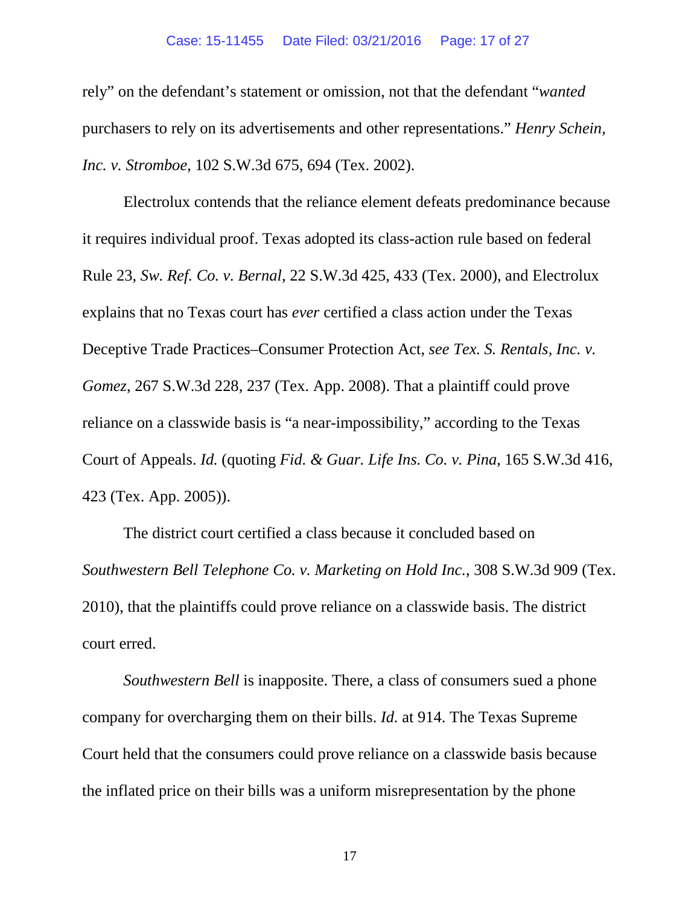rely" on the defendant's statement or omission, not that the defendant "*wanted* purchasers to rely on its advertisements and other representations." *Henry Schein, Inc. v. Stromboe*, 102 S.W.3d 675, 694 (Tex. 2002).

Electrolux contends that the reliance element defeats predominance because it requires individual proof. Texas adopted its class-action rule based on federal Rule 23, *Sw. Ref. Co. v. Bernal*, 22 S.W.3d 425, 433 (Tex. 2000), and Electrolux explains that no Texas court has *ever* certified a class action under the Texas Deceptive Trade Practices–Consumer Protection Act, *see Tex. S. Rentals, Inc. v. Gomez*, 267 S.W.3d 228, 237 (Tex. App. 2008). That a plaintiff could prove reliance on a classwide basis is "a near-impossibility," according to the Texas Court of Appeals. *Id.* (quoting *Fid. & Guar. Life Ins. Co. v. Pina*, 165 S.W.3d 416, 423 (Tex. App. 2005)).

The district court certified a class because it concluded based on *Southwestern Bell Telephone Co. v. Marketing on Hold Inc.*, 308 S.W.3d 909 (Tex. 2010), that the plaintiffs could prove reliance on a classwide basis. The district court erred.

*Southwestern Bell* is inapposite. There, a class of consumers sued a phone company for overcharging them on their bills. *Id.* at 914. The Texas Supreme Court held that the consumers could prove reliance on a classwide basis because the inflated price on their bills was a uniform misrepresentation by the phone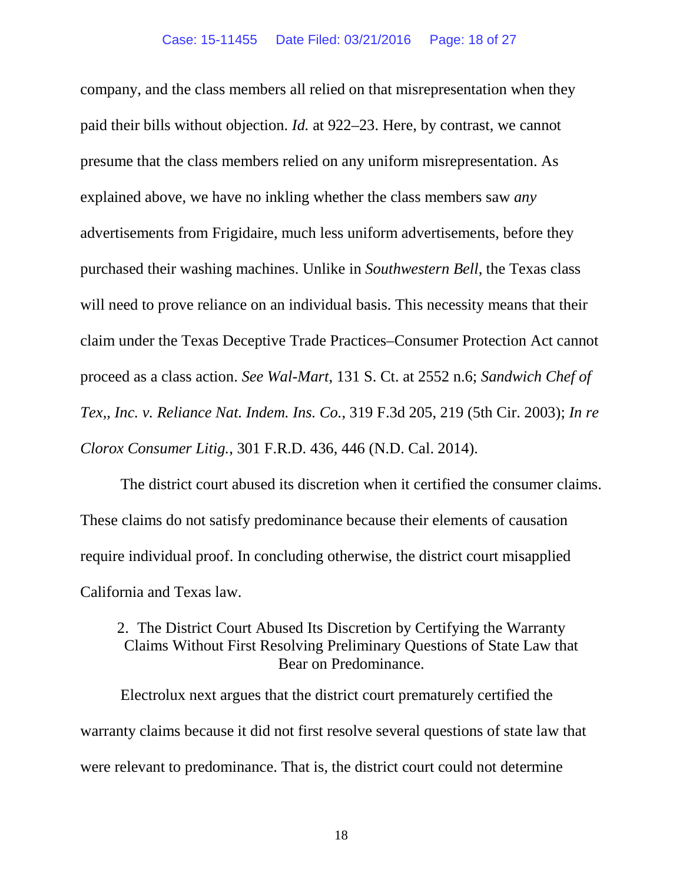company, and the class members all relied on that misrepresentation when they paid their bills without objection. *Id.* at 922–23. Here, by contrast, we cannot presume that the class members relied on any uniform misrepresentation. As explained above, we have no inkling whether the class members saw *any* advertisements from Frigidaire, much less uniform advertisements, before they purchased their washing machines. Unlike in *Southwestern Bell*, the Texas class will need to prove reliance on an individual basis. This necessity means that their claim under the Texas Deceptive Trade Practices–Consumer Protection Act cannot proceed as a class action. *See Wal-Mart*, 131 S. Ct. at 2552 n.6; *Sandwich Chef of Tex,, Inc. v. Reliance Nat. Indem. Ins. Co.*, 319 F.3d 205, 219 (5th Cir. 2003); *In re Clorox Consumer Litig.*, 301 F.R.D. 436, 446 (N.D. Cal. 2014).

The district court abused its discretion when it certified the consumer claims. These claims do not satisfy predominance because their elements of causation require individual proof. In concluding otherwise, the district court misapplied California and Texas law.

### 2. The District Court Abused Its Discretion by Certifying the Warranty Claims Without First Resolving Preliminary Questions of State Law that Bear on Predominance.

Electrolux next argues that the district court prematurely certified the warranty claims because it did not first resolve several questions of state law that were relevant to predominance. That is, the district court could not determine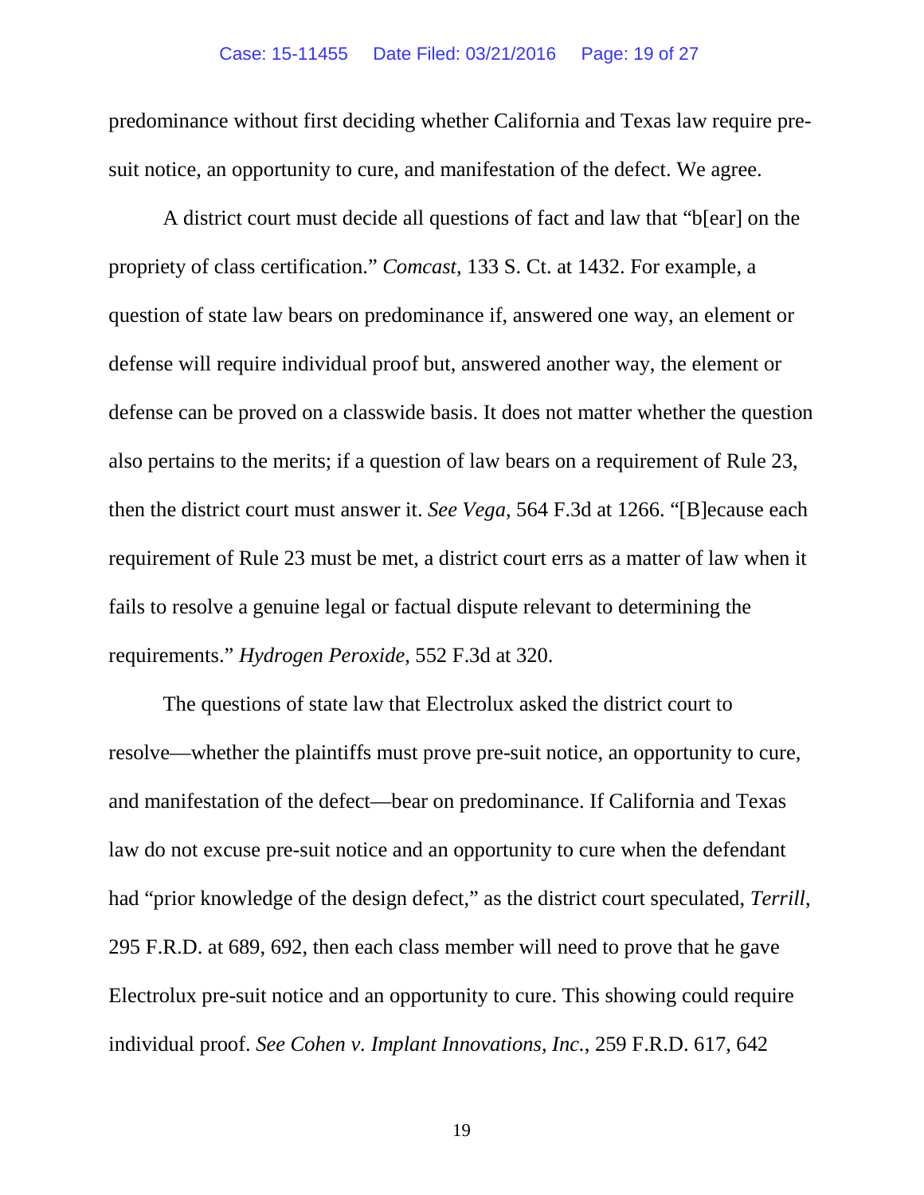predominance without first deciding whether California and Texas law require pre-suit notice, an opportunity to cure, and manifestation of the defect. We agree.

A district court must decide all questions of fact and law that "b[ear] on the propriety of class certification." *Comcast*, 133 S. Ct. at 1432. For example, a question of state law bears on predominance if, answered one way, an element or defense will require individual proof but, answered another way, the element or defense can be proved on a classwide basis. It does not matter whether the question also pertains to the merits; if a question of law bears on a requirement of Rule 23, then the district court must answer it. *See Vega*, 564 F.3d at 1266. "[B]ecause each requirement of Rule 23 must be met, a district court errs as a matter of law when it fails to resolve a genuine legal or factual dispute relevant to determining the requirements." *Hydrogen Peroxide*, 552 F.3d at 320.

The questions of state law that Electrolux asked the district court to resolve—whether the plaintiffs must prove pre-suit notice, an opportunity to cure, and manifestation of the defect—bear on predominance. If California and Texas law do not excuse pre-suit notice and an opportunity to cure when the defendant had "prior knowledge of the design defect," as the district court speculated, *Terrill*, 295 F.R.D. at 689, 692, then each class member will need to prove that he gave Electrolux pre-suit notice and an opportunity to cure. This showing could require individual proof. *See Cohen v. Implant Innovations, Inc.*, 259 F.R.D. 617, 642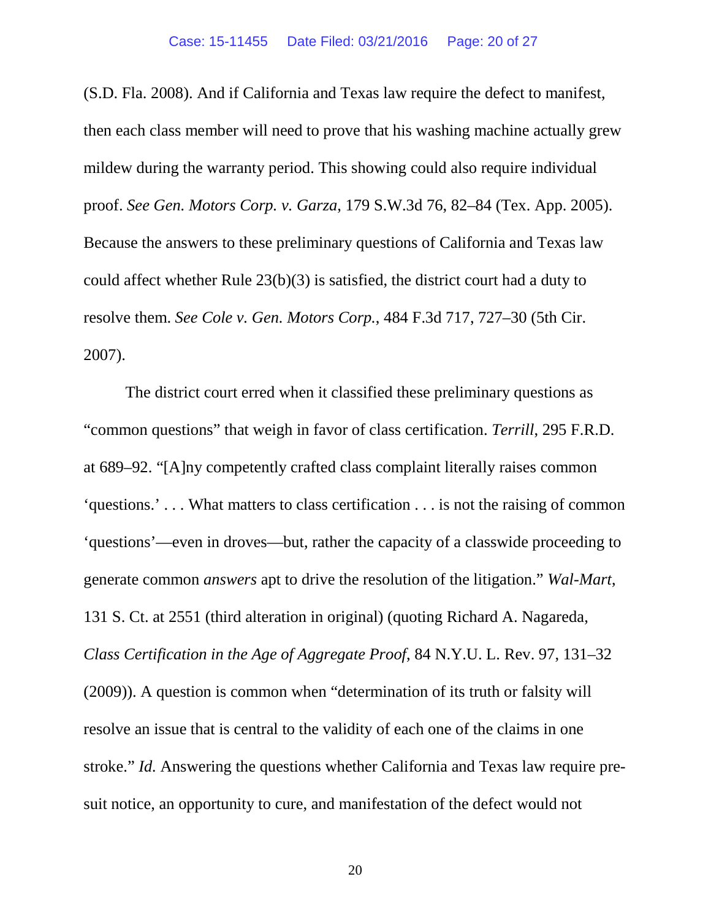(S.D. Fla. 2008). And if California and Texas law require the defect to manifest, then each class member will need to prove that his washing machine actually grew mildew during the warranty period. This showing could also require individual proof. *See Gen. Motors Corp. v. Garza*, 179 S.W.3d 76, 82–84 (Tex. App. 2005). Because the answers to these preliminary questions of California and Texas law could affect whether Rule 23(b)(3) is satisfied, the district court had a duty to resolve them. *See Cole v. Gen. Motors Corp.*, 484 F.3d 717, 727–30 (5th Cir. 2007).

The district court erred when it classified these preliminary questions as "common questions" that weigh in favor of class certification. *Terrill*, 295 F.R.D. at 689–92. "[A]ny competently crafted class complaint literally raises common 'questions.' . . . What matters to class certification . . . is not the raising of common 'questions'—even in droves—but, rather the capacity of a classwide proceeding to generate common *answers* apt to drive the resolution of the litigation." *Wal-Mart*, 131 S. Ct. at 2551 (third alteration in original) (quoting Richard A. Nagareda, *Class Certification in the Age of Aggregate Proof*, 84 N.Y.U. L. Rev. 97, 131–32 (2009)). A question is common when "determination of its truth or falsity will resolve an issue that is central to the validity of each one of the claims in one stroke." *Id.* Answering the questions whether California and Texas law require pre-suit notice, an opportunity to cure, and manifestation of the defect would not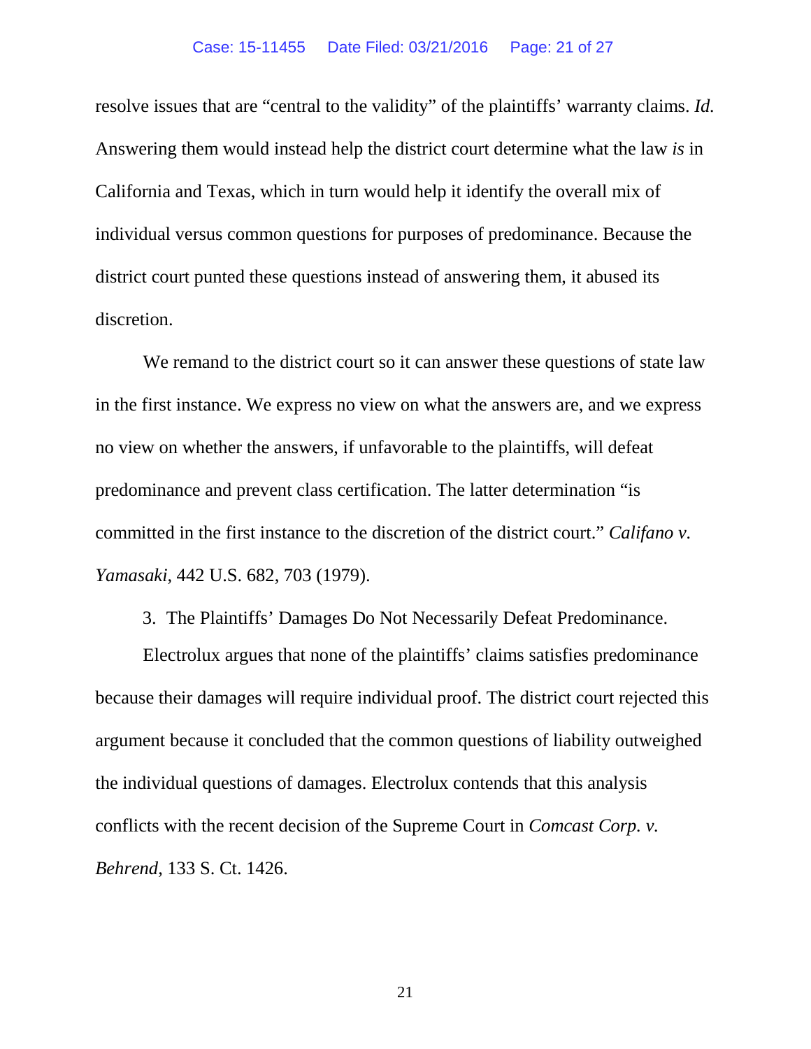resolve issues that are "central to the validity" of the plaintiffs' warranty claims. *Id.* Answering them would instead help the district court determine what the law *is* in California and Texas, which in turn would help it identify the overall mix of individual versus common questions for purposes of predominance. Because the district court punted these questions instead of answering them, it abused its discretion.

We remand to the district court so it can answer these questions of state law in the first instance. We express no view on what the answers are, and we express no view on whether the answers, if unfavorable to the plaintiffs, will defeat predominance and prevent class certification. The latter determination "is committed in the first instance to the discretion of the district court." *Califano v. Yamasaki*, 442 U.S. 682, 703 (1979).

3. The Plaintiffs' Damages Do Not Necessarily Defeat Predominance.

Electrolux argues that none of the plaintiffs' claims satisfies predominance because their damages will require individual proof. The district court rejected this argument because it concluded that the common questions of liability outweighed the individual questions of damages. Electrolux contends that this analysis conflicts with the recent decision of the Supreme Court in *Comcast Corp. v. Behrend*, 133 S. Ct. 1426.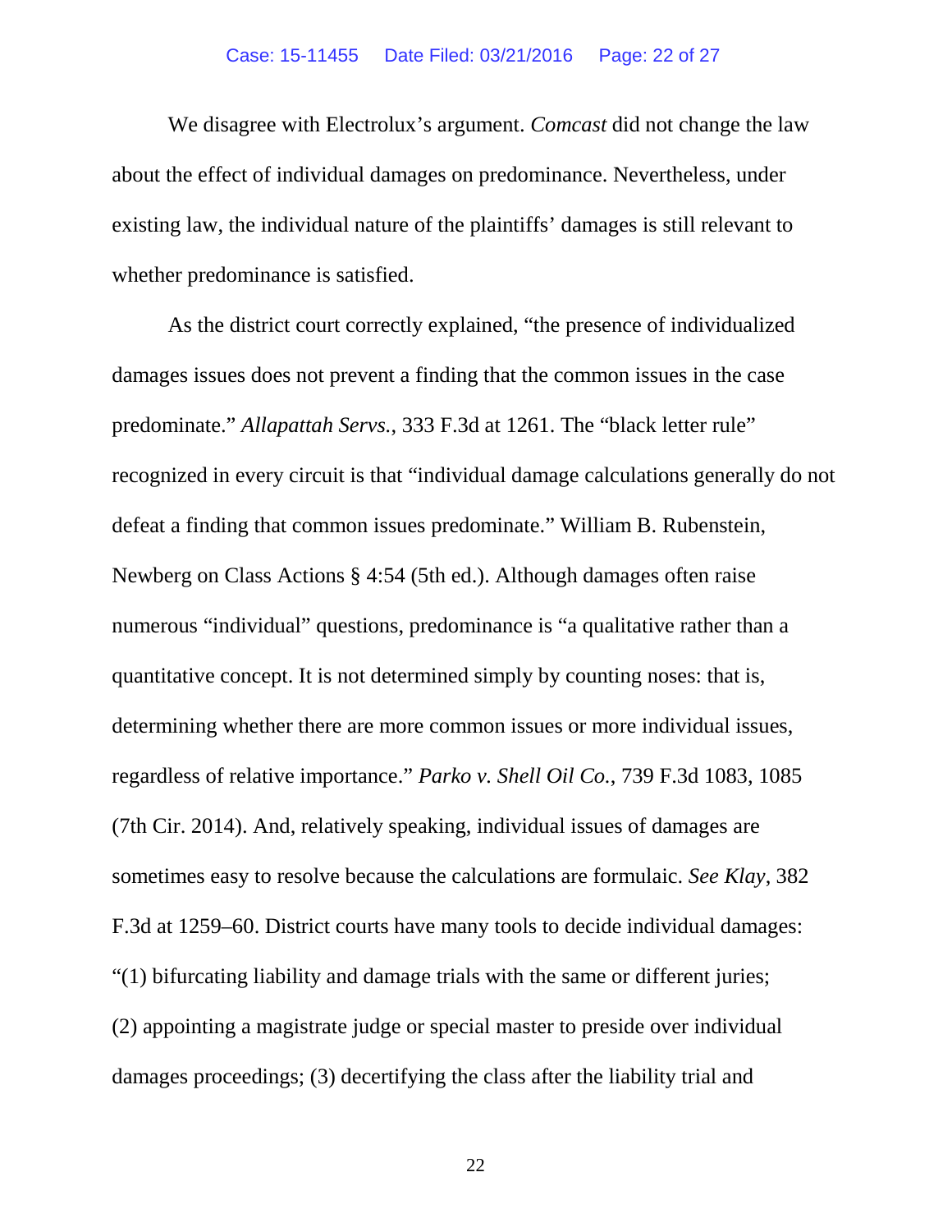We disagree with Electrolux's argument. *Comcast* did not change the law about the effect of individual damages on predominance. Nevertheless, under existing law, the individual nature of the plaintiffs' damages is still relevant to whether predominance is satisfied.

As the district court correctly explained, "the presence of individualized damages issues does not prevent a finding that the common issues in the case predominate." *Allapattah Servs.*, 333 F.3d at 1261. The "black letter rule" recognized in every circuit is that "individual damage calculations generally do not defeat a finding that common issues predominate." William B. Rubenstein, Newberg on Class Actions § 4:54 (5th ed.). Although damages often raise numerous "individual" questions, predominance is "a qualitative rather than a quantitative concept. It is not determined simply by counting noses: that is, determining whether there are more common issues or more individual issues, regardless of relative importance." *Parko v. Shell Oil Co.*, 739 F.3d 1083, 1085 (7th Cir. 2014). And, relatively speaking, individual issues of damages are sometimes easy to resolve because the calculations are formulaic. *See Klay*, 382 F.3d at 1259–60. District courts have many tools to decide individual damages: "(1) bifurcating liability and damage trials with the same or different juries; (2) appointing a magistrate judge or special master to preside over individual damages proceedings; (3) decertifying the class after the liability trial and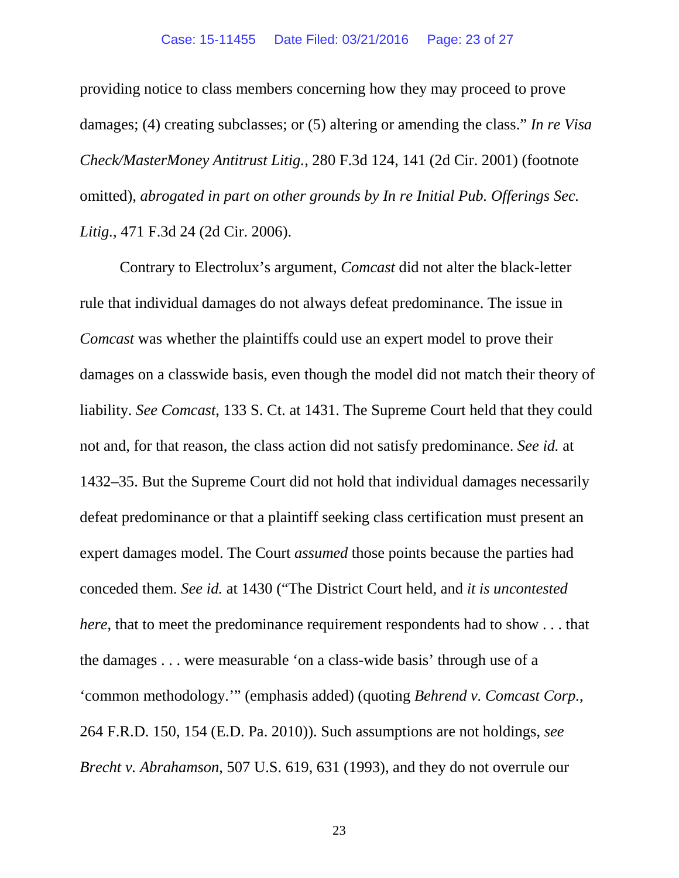providing notice to class members concerning how they may proceed to prove damages; (4) creating subclasses; or (5) altering or amending the class." *In re Visa Check/MasterMoney Antitrust Litig.*, 280 F.3d 124, 141 (2d Cir. 2001) (footnote omitted), *abrogated in part on other grounds by In re Initial Pub. Offerings Sec. Litig.*, 471 F.3d 24 (2d Cir. 2006).

Contrary to Electrolux's argument, *Comcast* did not alter the black-letter rule that individual damages do not always defeat predominance. The issue in *Comcast* was whether the plaintiffs could use an expert model to prove their damages on a classwide basis, even though the model did not match their theory of liability. *See Comcast*, 133 S. Ct. at 1431. The Supreme Court held that they could not and, for that reason, the class action did not satisfy predominance. *See id.* at 1432–35. But the Supreme Court did not hold that individual damages necessarily defeat predominance or that a plaintiff seeking class certification must present an expert damages model. The Court *assumed* those points because the parties had conceded them. *See id.* at 1430 ("The District Court held, and *it is uncontested here*, that to meet the predominance requirement respondents had to show . . . that the damages . . . were measurable 'on a class-wide basis' through use of a 'common methodology.'" (emphasis added) (quoting *Behrend v. Comcast Corp.*, 264 F.R.D. 150, 154 (E.D. Pa. 2010)). Such assumptions are not holdings, *see Brecht v. Abrahamson*, 507 U.S. 619, 631 (1993), and they do not overrule our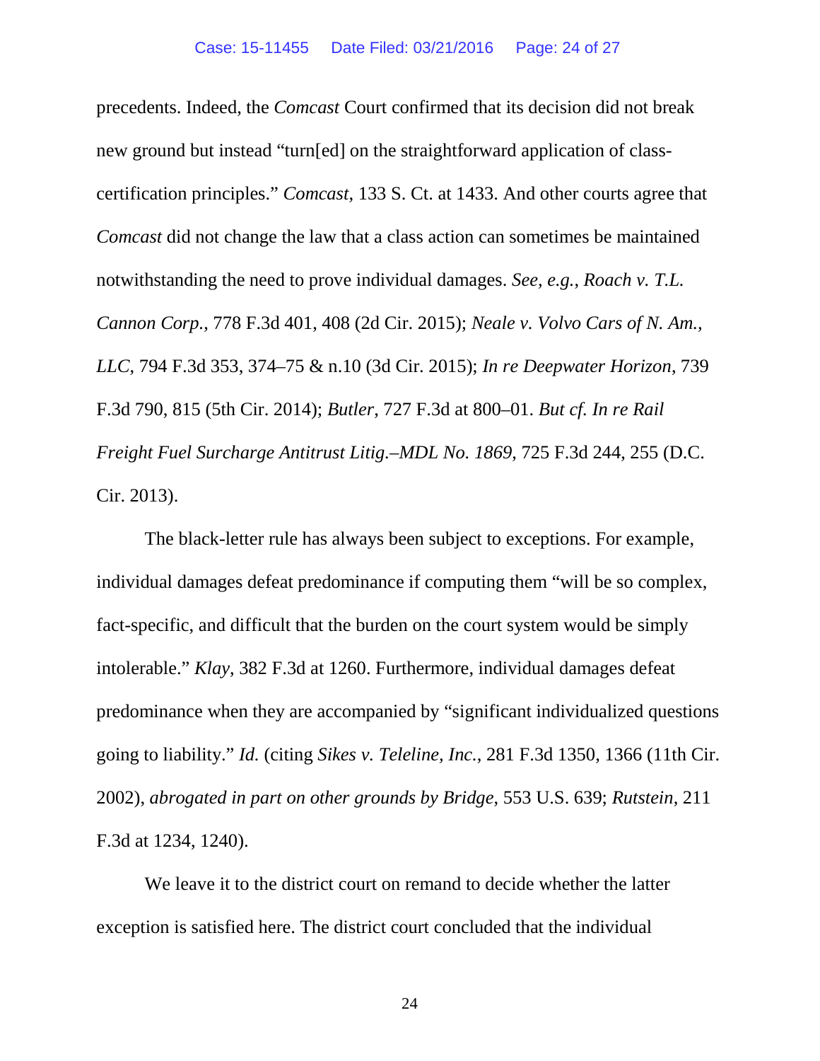precedents. Indeed, the *Comcast* Court confirmed that its decision did not break new ground but instead "turn[ed] on the straightforward application of class-certification principles." *Comcast*, 133 S. Ct. at 1433. And other courts agree that *Comcast* did not change the law that a class action can sometimes be maintained notwithstanding the need to prove individual damages. *See, e.g.*, *Roach v. T.L. Cannon Corp.*, 778 F.3d 401, 408 (2d Cir. 2015); *Neale v. Volvo Cars of N. Am., LLC*, 794 F.3d 353, 374–75 & n.10 (3d Cir. 2015); *In re Deepwater Horizon*, 739 F.3d 790, 815 (5th Cir. 2014); *Butler*, 727 F.3d at 800–01. *But cf. In re Rail Freight Fuel Surcharge Antitrust Litig.–MDL No. 1869*, 725 F.3d 244, 255 (D.C. Cir. 2013).

The black-letter rule has always been subject to exceptions. For example, individual damages defeat predominance if computing them "will be so complex, fact-specific, and difficult that the burden on the court system would be simply intolerable." *Klay*, 382 F.3d at 1260. Furthermore, individual damages defeat predominance when they are accompanied by "significant individualized questions going to liability." *Id.* (citing *Sikes v. Teleline, Inc.*, 281 F.3d 1350, 1366 (11th Cir. 2002), *abrogated in part on other grounds by Bridge*, 553 U.S. 639; *Rutstein*, 211 F.3d at 1234, 1240).

We leave it to the district court on remand to decide whether the latter exception is satisfied here. The district court concluded that the individual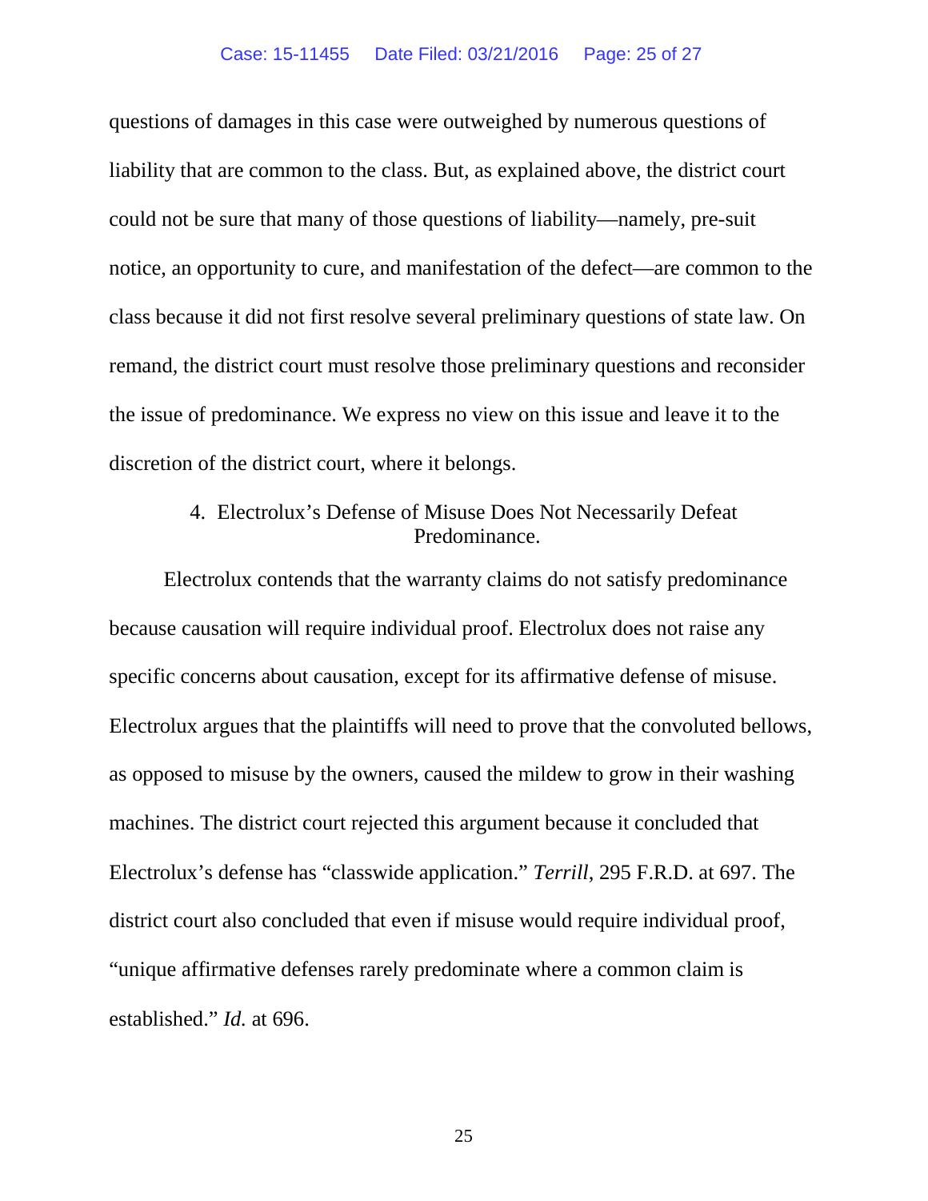questions of damages in this case were outweighed by numerous questions of liability that are common to the class. But, as explained above, the district court could not be sure that many of those questions of liability—namely, pre-suit notice, an opportunity to cure, and manifestation of the defect—are common to the class because it did not first resolve several preliminary questions of state law. On remand, the district court must resolve those preliminary questions and reconsider the issue of predominance. We express no view on this issue and leave it to the discretion of the district court, where it belongs.

4. Electrolux's Defense of Misuse Does Not Necessarily Defeat Predominance.

Electrolux contends that the warranty claims do not satisfy predominance because causation will require individual proof. Electrolux does not raise any specific concerns about causation, except for its affirmative defense of misuse. Electrolux argues that the plaintiffs will need to prove that the convoluted bellows, as opposed to misuse by the owners, caused the mildew to grow in their washing machines. The district court rejected this argument because it concluded that Electrolux's defense has "classwide application." *Terrill*, 295 F.R.D. at 697. The district court also concluded that even if misuse would require individual proof, "unique affirmative defenses rarely predominate where a common claim is established." *Id.* at 696.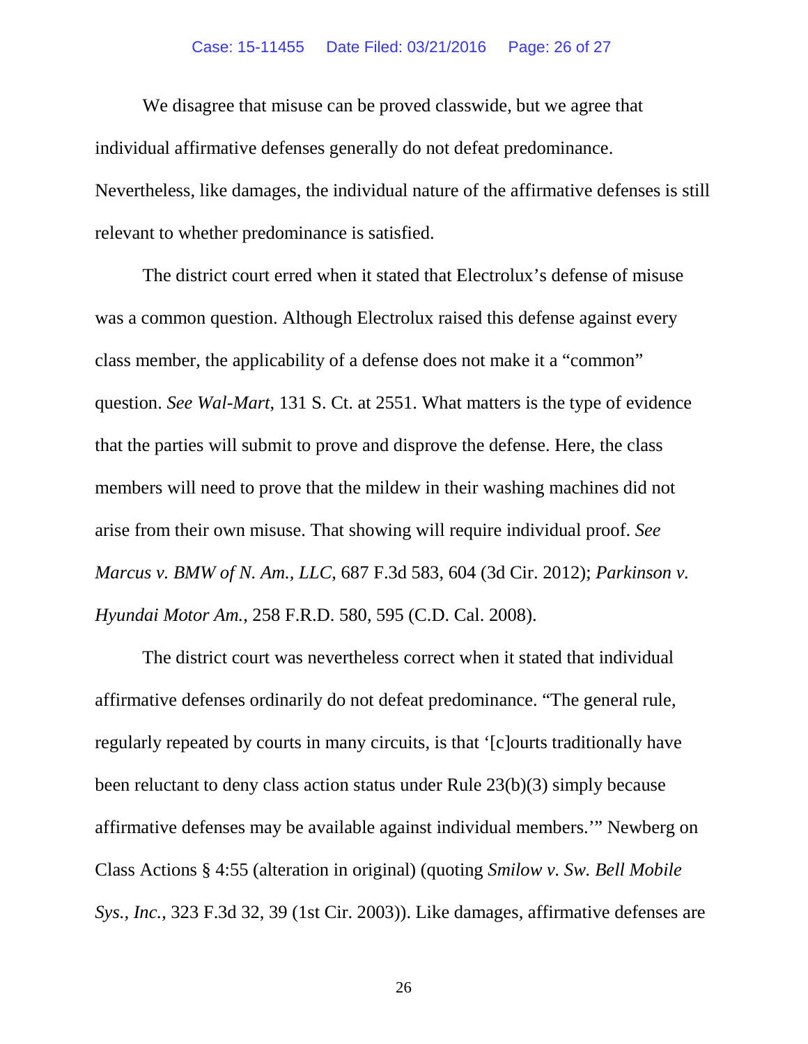We disagree that misuse can be proved classwide, but we agree that individual affirmative defenses generally do not defeat predominance. Nevertheless, like damages, the individual nature of the affirmative defenses is still relevant to whether predominance is satisfied.

The district court erred when it stated that Electrolux's defense of misuse was a common question. Although Electrolux raised this defense against every class member, the applicability of a defense does not make it a "common" question. *See Wal-Mart*, 131 S. Ct. at 2551. What matters is the type of evidence that the parties will submit to prove and disprove the defense. Here, the class members will need to prove that the mildew in their washing machines did not arise from their own misuse. That showing will require individual proof. *See Marcus v. BMW of N. Am., LLC*, 687 F.3d 583, 604 (3d Cir. 2012); *Parkinson v. Hyundai Motor Am.*, 258 F.R.D. 580, 595 (C.D. Cal. 2008).

The district court was nevertheless correct when it stated that individual affirmative defenses ordinarily do not defeat predominance. "The general rule, regularly repeated by courts in many circuits, is that '[c]ourts traditionally have been reluctant to deny class action status under Rule 23(b)(3) simply because affirmative defenses may be available against individual members.'" Newberg on Class Actions § 4:55 (alteration in original) (quoting *Smilow v. Sw. Bell Mobile Sys., Inc.*, 323 F.3d 32, 39 (1st Cir. 2003)). Like damages, affirmative defenses are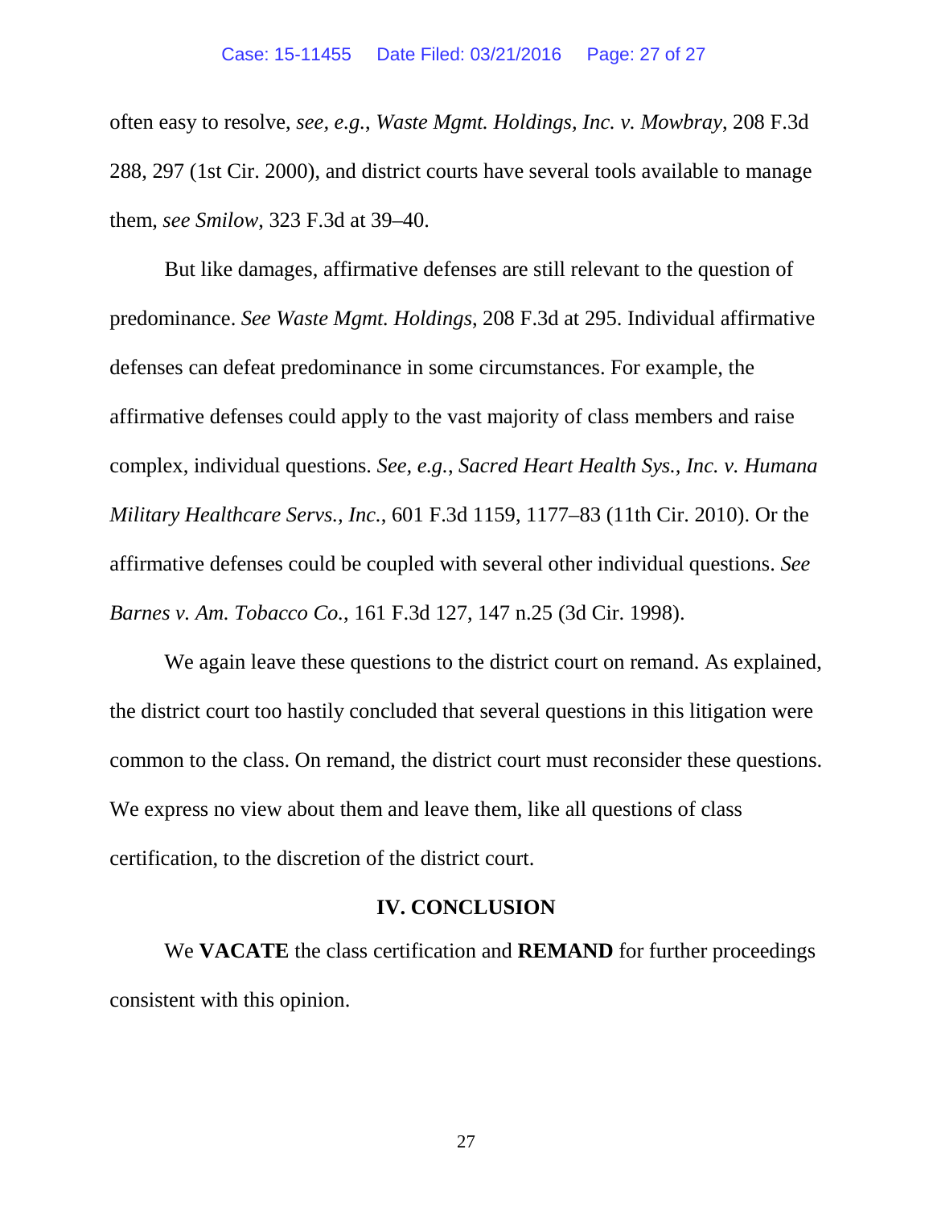often easy to resolve, *see, e.g.*, *Waste Mgmt. Holdings, Inc. v. Mowbray*, 208 F.3d 288, 297 (1st Cir. 2000), and district courts have several tools available to manage them, *see Smilow*, 323 F.3d at 39–40.

But like damages, affirmative defenses are still relevant to the question of predominance. *See Waste Mgmt. Holdings*, 208 F.3d at 295. Individual affirmative defenses can defeat predominance in some circumstances. For example, the affirmative defenses could apply to the vast majority of class members and raise complex, individual questions. *See, e.g.*, *Sacred Heart Health Sys., Inc. v. Humana Military Healthcare Servs., Inc.*, 601 F.3d 1159, 1177–83 (11th Cir. 2010). Or the affirmative defenses could be coupled with several other individual questions. *See Barnes v. Am. Tobacco Co.*, 161 F.3d 127, 147 n.25 (3d Cir. 1998).

We again leave these questions to the district court on remand. As explained, the district court too hastily concluded that several questions in this litigation were common to the class. On remand, the district court must reconsider these questions. We express no view about them and leave them, like all questions of class certification, to the discretion of the district court.

## IV. CONCLUSION

We **VACATE** the class certification and **REMAND** for further proceedings consistent with this opinion.